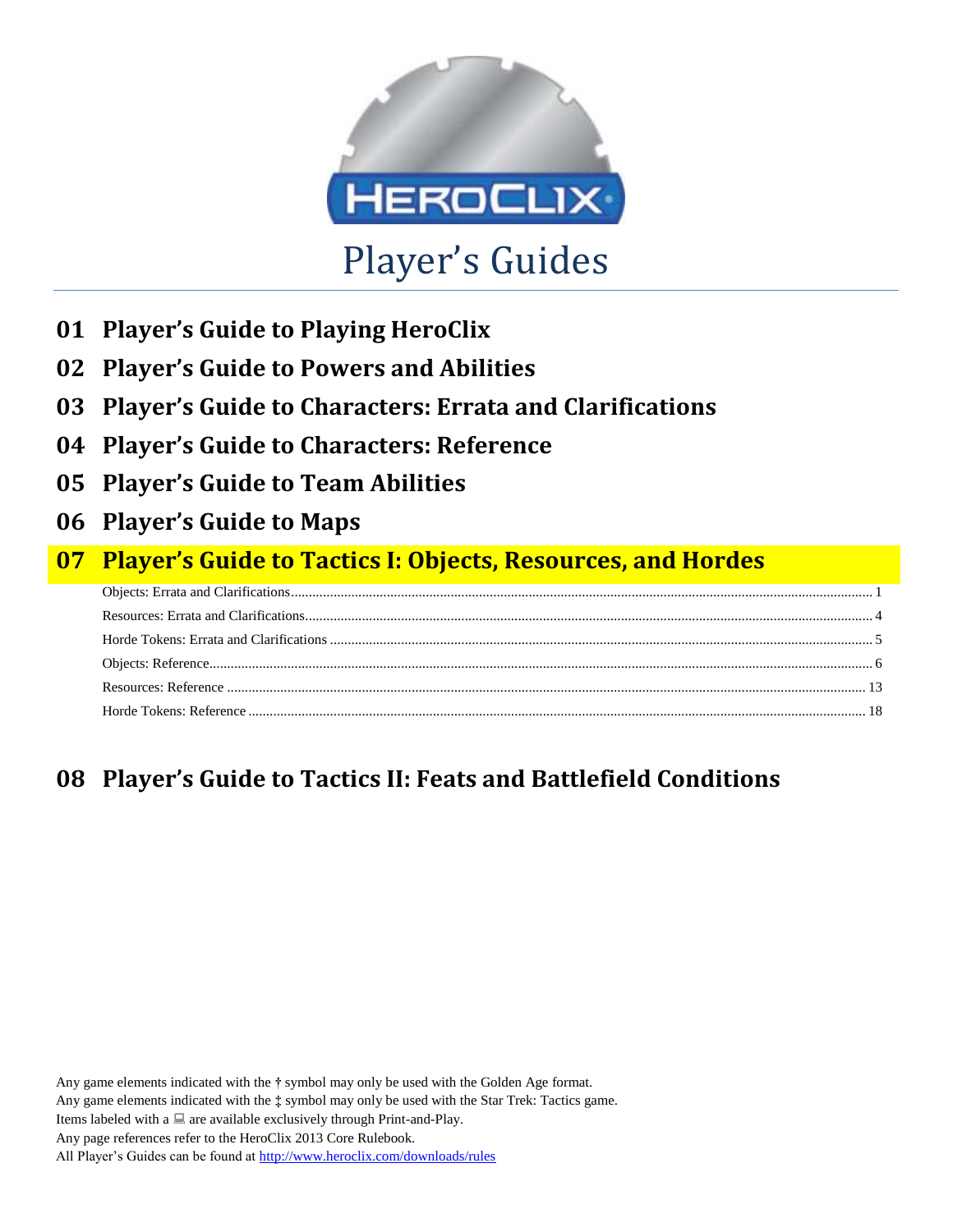# Player's Guides

## 01 Player's Guide to Playing HeroClix

## 02 Player's Guide to Powers and Abilities

## 03 Player's Guide to Characters: Errata and Clarifications

## 04 Player's Guide to Characters: Reference

## 05 Player's Guide to Team Abilities

## 06 Player's Guide to Maps

## 07 Player's Guide to Tactics I: Objects, Resources, and Hordes

- Objects: Errata and Clarifications ........ 1
- Resources: Errata and Clarifications ........ 4
- Horde Tokens: Errata and Clarifications ........ 5
- Objects: Reference ........ 6
- Resources: Reference ........ 13
- Horde Tokens: Reference ........ 18

## 08 Player's Guide to Tactics II: Feats and Battlefield Conditions

Any game elements indicated with the † symbol may only be used with the Golden Age format.
Any game elements indicated with the ‡ symbol may only be used with the Star Trek: Tactics game.
Items labeled with a 💻 are available exclusively through Print-and-Play.
Any page references refer to the HeroClix 2013 Core Rulebook.
All Player's Guides can be found at http://www.heroclix.com/downloads/rules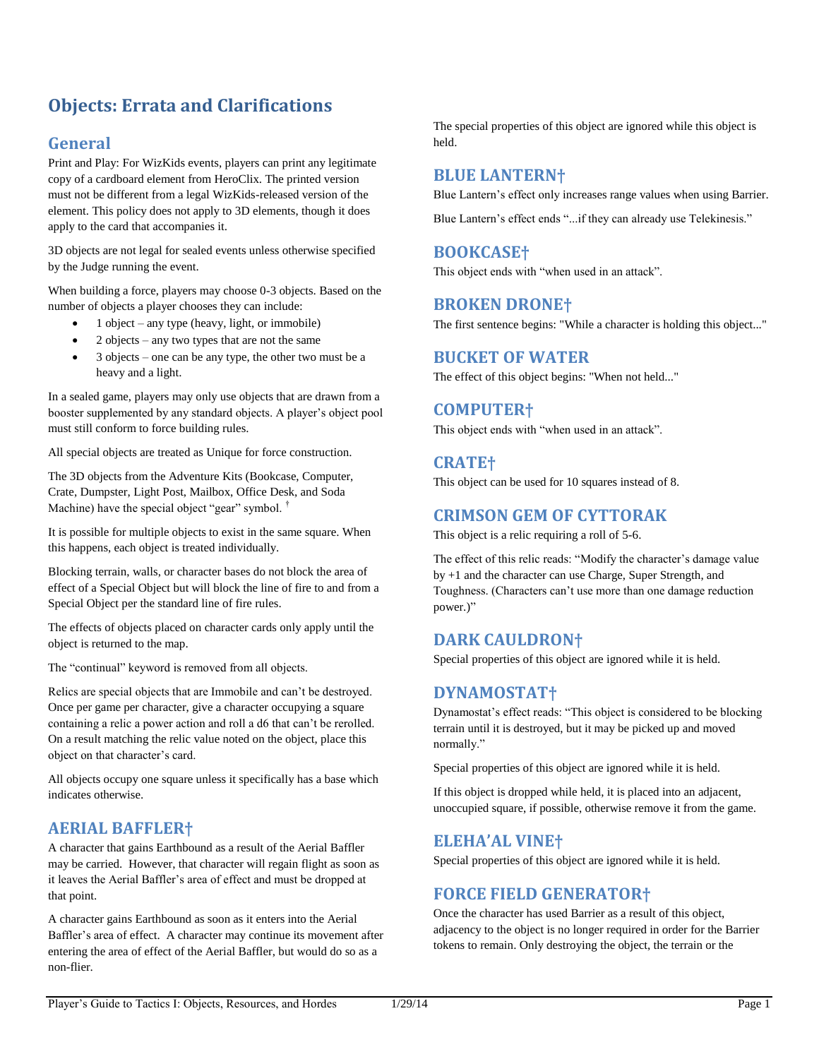# Objects: Errata and Clarifications

## General

Print and Play: For WizKids events, players can print any legitimate copy of a cardboard element from HeroClix. The printed version must not be different from a legal WizKids-released version of the element. This policy does not apply to 3D elements, though it does apply to the card that accompanies it.

3D objects are not legal for sealed events unless otherwise specified by the Judge running the event.

When building a force, players may choose 0-3 objects. Based on the number of objects a player chooses they can include:

- 1 object – any type (heavy, light, or immobile)
- 2 objects – any two types that are not the same
- 3 objects – one can be any type, the other two must be a heavy and a light.

In a sealed game, players may only use objects that are drawn from a booster supplemented by any standard objects. A player's object pool must still conform to force building rules.

All special objects are treated as Unique for force construction.

The 3D objects from the Adventure Kits (Bookcase, Computer, Crate, Dumpster, Light Post, Mailbox, Office Desk, and Soda Machine) have the special object "gear" symbol. †

It is possible for multiple objects to exist in the same square. When this happens, each object is treated individually.

Blocking terrain, walls, or character bases do not block the area of effect of a Special Object but will block the line of fire to and from a Special Object per the standard line of fire rules.

The effects of objects placed on character cards only apply until the object is returned to the map.

The "continual" keyword is removed from all objects.

Relics are special objects that are Immobile and can't be destroyed. Once per game per character, give a character occupying a square containing a relic a power action and roll a d6 that can't be rerolled. On a result matching the relic value noted on the object, place this object on that character's card.

All objects occupy one square unless it specifically has a base which indicates otherwise.

## AERIAL BAFFLER†

A character that gains Earthbound as a result of the Aerial Baffler may be carried. However, that character will regain flight as soon as it leaves the Aerial Baffler's area of effect and must be dropped at that point.

A character gains Earthbound as soon as it enters into the Aerial Baffler's area of effect. A character may continue its movement after entering the area of effect of the Aerial Baffler, but would do so as a non-flier.

The special properties of this object are ignored while this object is held.

## BLUE LANTERN†

Blue Lantern's effect only increases range values when using Barrier.

Blue Lantern's effect ends "...if they can already use Telekinesis."

## BOOKCASE†

This object ends with "when used in an attack".

## BROKEN DRONE†

The first sentence begins: "While a character is holding this object..."

## BUCKET OF WATER

The effect of this object begins: "When not held..."

## COMPUTER†

This object ends with "when used in an attack".

## CRATE†

This object can be used for 10 squares instead of 8.

## CRIMSON GEM OF CYTTORAK

This object is a relic requiring a roll of 5-6.

The effect of this relic reads: "Modify the character's damage value by +1 and the character can use Charge, Super Strength, and Toughness. (Characters can't use more than one damage reduction power.)"

## DARK CAULDRON†

Special properties of this object are ignored while it is held.

## DYNAMOSTAT†

Dynamostat's effect reads: "This object is considered to be blocking terrain until it is destroyed, but it may be picked up and moved normally."

Special properties of this object are ignored while it is held.

If this object is dropped while held, it is placed into an adjacent, unoccupied square, if possible, otherwise remove it from the game.

## ELEHA'AL VINE†

Special properties of this object are ignored while it is held.

## FORCE FIELD GENERATOR†

Once the character has used Barrier as a result of this object, adjacency to the object is no longer required in order for the Barrier tokens to remain. Only destroying the object, the terrain or the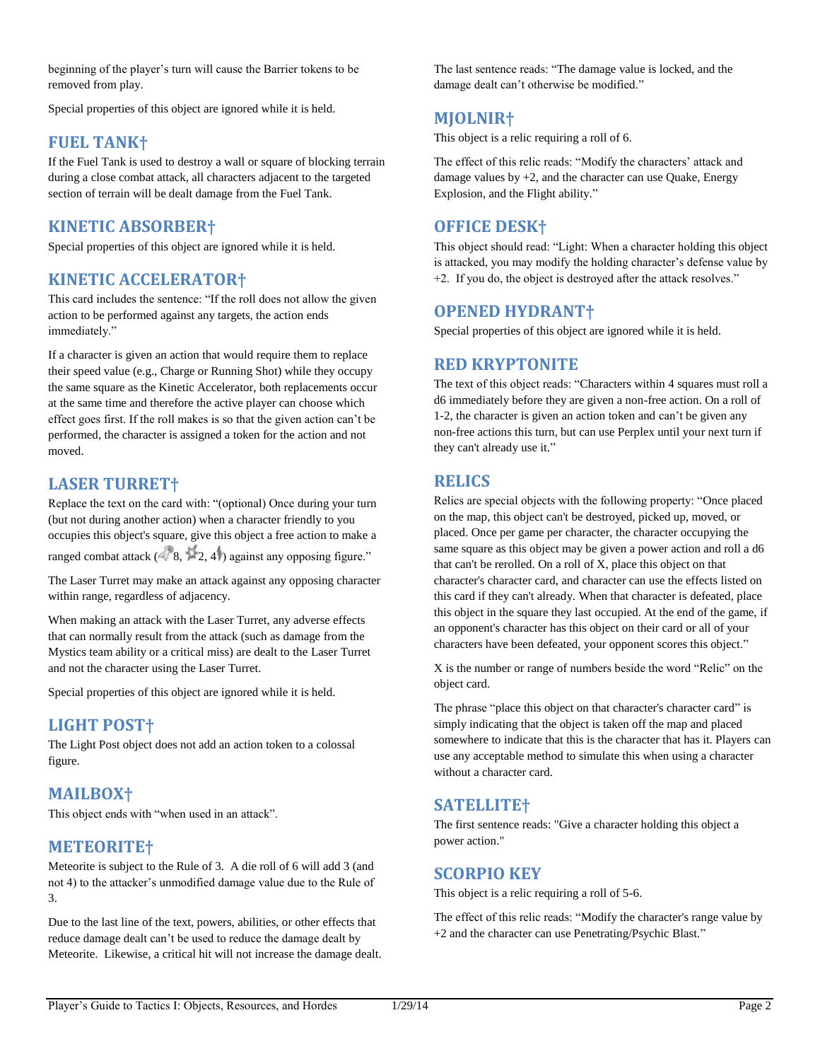beginning of the player's turn will cause the Barrier tokens to be removed from play.

Special properties of this object are ignored while it is held.

## FUEL TANK†

If the Fuel Tank is used to destroy a wall or square of blocking terrain during a close combat attack, all characters adjacent to the targeted section of terrain will be dealt damage from the Fuel Tank.

## KINETIC ABSORBER†

Special properties of this object are ignored while it is held.

## KINETIC ACCELERATOR†

This card includes the sentence: "If the roll does not allow the given action to be performed against any targets, the action ends immediately."

If a character is given an action that would require them to replace their speed value (e.g., Charge or Running Shot) while they occupy the same square as the Kinetic Accelerator, both replacements occur at the same time and therefore the active player can choose which effect goes first. If the roll makes is so that the given action can't be performed, the character is assigned a token for the action and not moved.

## LASER TURRET†

Replace the text on the card with: "(optional) Once during your turn (but not during another action) when a character friendly to you occupies this object's square, give this object a free action to make a ranged combat attack (8, 2, 4) against any opposing figure."

The Laser Turret may make an attack against any opposing character within range, regardless of adjacency.

When making an attack with the Laser Turret, any adverse effects that can normally result from the attack (such as damage from the Mystics team ability or a critical miss) are dealt to the Laser Turret and not the character using the Laser Turret.

Special properties of this object are ignored while it is held.

## LIGHT POST†

The Light Post object does not add an action token to a colossal figure.

## MAILBOX†

This object ends with "when used in an attack".

## METEORITE†

Meteorite is subject to the Rule of 3. A die roll of 6 will add 3 (and not 4) to the attacker's unmodified damage value due to the Rule of 3.

Due to the last line of the text, powers, abilities, or other effects that reduce damage dealt can't be used to reduce the damage dealt by Meteorite. Likewise, a critical hit will not increase the damage dealt.

The last sentence reads: "The damage value is locked, and the damage dealt can't otherwise be modified."

## MJOLNIR†

This object is a relic requiring a roll of 6.

The effect of this relic reads: "Modify the characters' attack and damage values by +2, and the character can use Quake, Energy Explosion, and the Flight ability."

## OFFICE DESK†

This object should read: "Light: When a character holding this object is attacked, you may modify the holding character's defense value by +2. If you do, the object is destroyed after the attack resolves."

## OPENED HYDRANT†

Special properties of this object are ignored while it is held.

## RED KRYPTONITE

The text of this object reads: "Characters within 4 squares must roll a d6 immediately before they are given a non-free action. On a roll of 1-2, the character is given an action token and can't be given any non-free actions this turn, but can use Perplex until your next turn if they can't already use it."

## RELICS

Relics are special objects with the following property: "Once placed on the map, this object can't be destroyed, picked up, moved, or placed. Once per game per character, the character occupying the same square as this object may be given a power action and roll a d6 that can't be rerolled. On a roll of X, place this object on that character's character card, and character can use the effects listed on this card if they can't already. When that character is defeated, place this object in the square they last occupied. At the end of the game, if an opponent's character has this object on their card or all of your characters have been defeated, your opponent scores this object."

X is the number or range of numbers beside the word "Relic" on the object card.

The phrase "place this object on that character's character card" is simply indicating that the object is taken off the map and placed somewhere to indicate that this is the character that has it. Players can use any acceptable method to simulate this when using a character without a character card.

## SATELLITE†

The first sentence reads: "Give a character holding this object a power action."

## SCORPIO KEY

This object is a relic requiring a roll of 5-6.

The effect of this relic reads: "Modify the character's range value by +2 and the character can use Penetrating/Psychic Blast."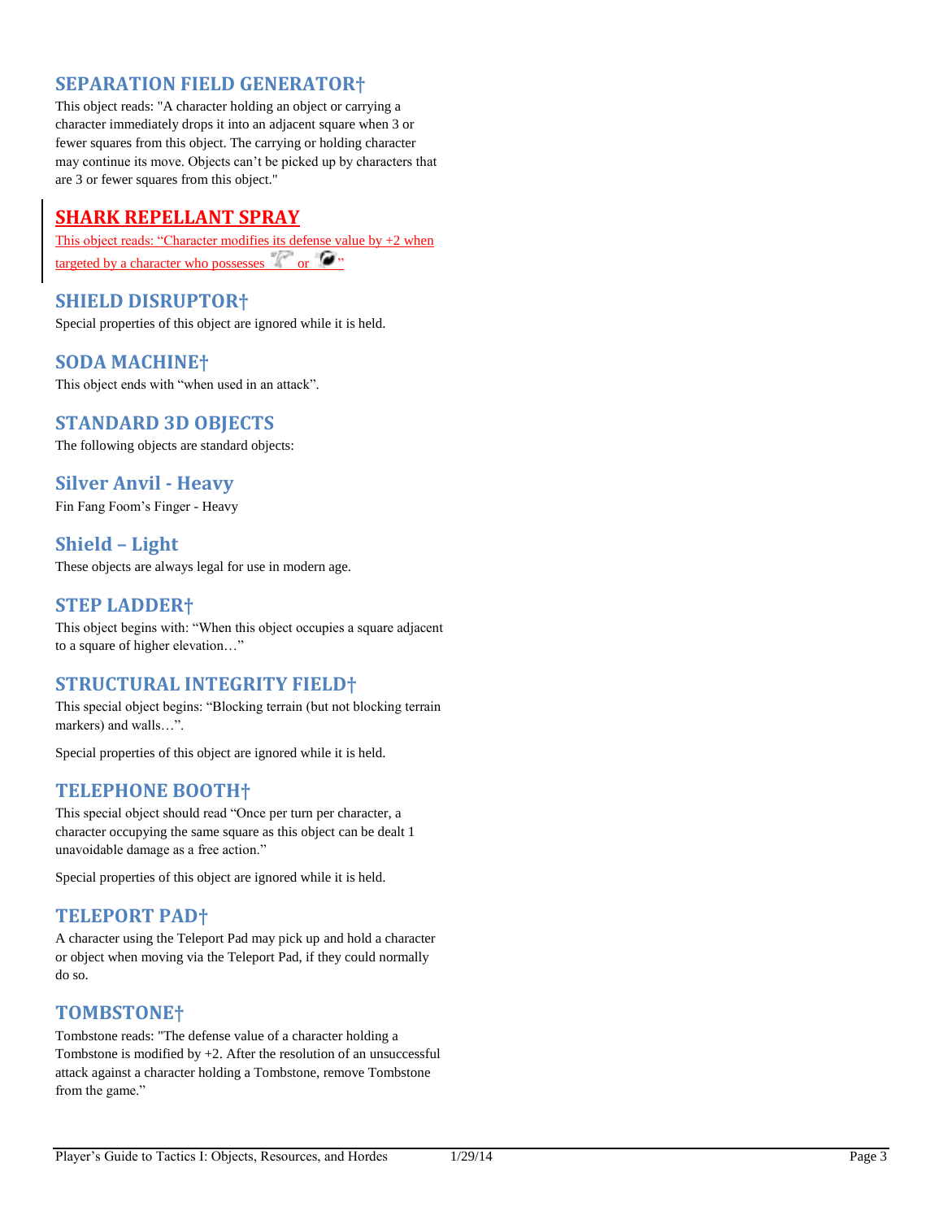## SEPARATION FIELD GENERATOR†

This object reads: "A character holding an object or carrying a character immediately drops it into an adjacent square when 3 or fewer squares from this object. The carrying or holding character may continue its move. Objects can't be picked up by characters that are 3 or fewer squares from this object."

## SHARK REPELLANT SPRAY

This object reads: "Character modifies its defense value by +2 when targeted by a character who possesses or "

## SHIELD DISRUPTOR†

Special properties of this object are ignored while it is held.

## SODA MACHINE†

This object ends with "when used in an attack".

## STANDARD 3D OBJECTS

The following objects are standard objects:

## Silver Anvil - Heavy

Fin Fang Foom's Finger - Heavy

## Shield – Light

These objects are always legal for use in modern age.

## STEP LADDER†

This object begins with: "When this object occupies a square adjacent to a square of higher elevation…"

## STRUCTURAL INTEGRITY FIELD†

This special object begins: "Blocking terrain (but not blocking terrain markers) and walls…".

Special properties of this object are ignored while it is held.

## TELEPHONE BOOTH†

This special object should read "Once per turn per character, a character occupying the same square as this object can be dealt 1 unavoidable damage as a free action."

Special properties of this object are ignored while it is held.

## TELEPORT PAD†

A character using the Teleport Pad may pick up and hold a character or object when moving via the Teleport Pad, if they could normally do so.

## TOMBSTONE†

Tombstone reads: "The defense value of a character holding a Tombstone is modified by +2. After the resolution of an unsuccessful attack against a character holding a Tombstone, remove Tombstone from the game."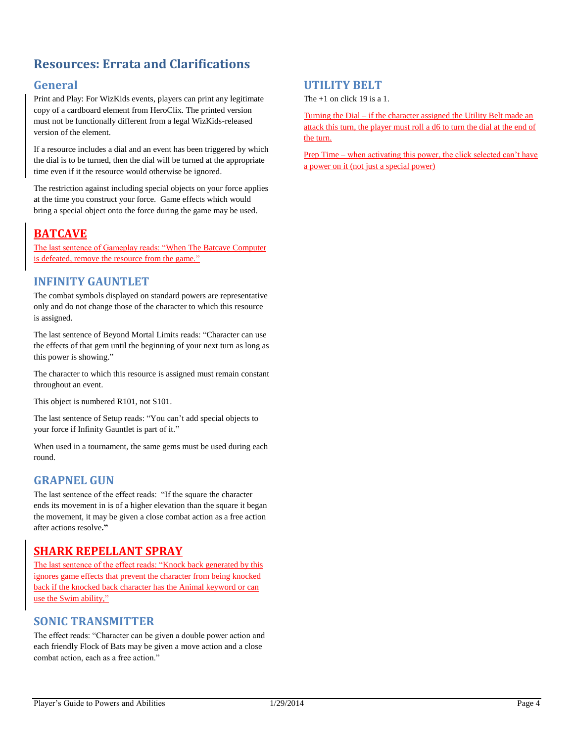# Resources: Errata and Clarifications

## General

Print and Play: For WizKids events, players can print any legitimate copy of a cardboard element from HeroClix. The printed version must not be functionally different from a legal WizKids-released version of the element.

If a resource includes a dial and an event has been triggered by which the dial is to be turned, then the dial will be turned at the appropriate time even if it the resource would otherwise be ignored.

The restriction against including special objects on your force applies at the time you construct your force. Game effects which would bring a special object onto the force during the game may be used.

## BATCAVE

The last sentence of Gameplay reads: "When The Batcave Computer is defeated, remove the resource from the game."

## INFINITY GAUNTLET

The combat symbols displayed on standard powers are representative only and do not change those of the character to which this resource is assigned.

The last sentence of Beyond Mortal Limits reads: "Character can use the effects of that gem until the beginning of your next turn as long as this power is showing."

The character to which this resource is assigned must remain constant throughout an event.

This object is numbered R101, not S101.

The last sentence of Setup reads: "You can't add special objects to your force if Infinity Gauntlet is part of it."

When used in a tournament, the same gems must be used during each round.

## GRAPNEL GUN

The last sentence of the effect reads: "If the square the character ends its movement in is of a higher elevation than the square it began the movement, it may be given a close combat action as a free action after actions resolve**."**

## SHARK REPELLANT SPRAY

The last sentence of the effect reads: "Knock back generated by this ignores game effects that prevent the character from being knocked back if the knocked back character has the Animal keyword or can use the Swim ability,"

## SONIC TRANSMITTER

The effect reads: "Character can be given a double power action and each friendly Flock of Bats may be given a move action and a close combat action, each as a free action."

## UTILITY BELT

The +1 on click 19 is a 1.

Turning the Dial – if the character assigned the Utility Belt made an attack this turn, the player must roll a d6 to turn the dial at the end of the turn.

Prep Time – when activating this power, the click selected can't have a power on it (not just a special power)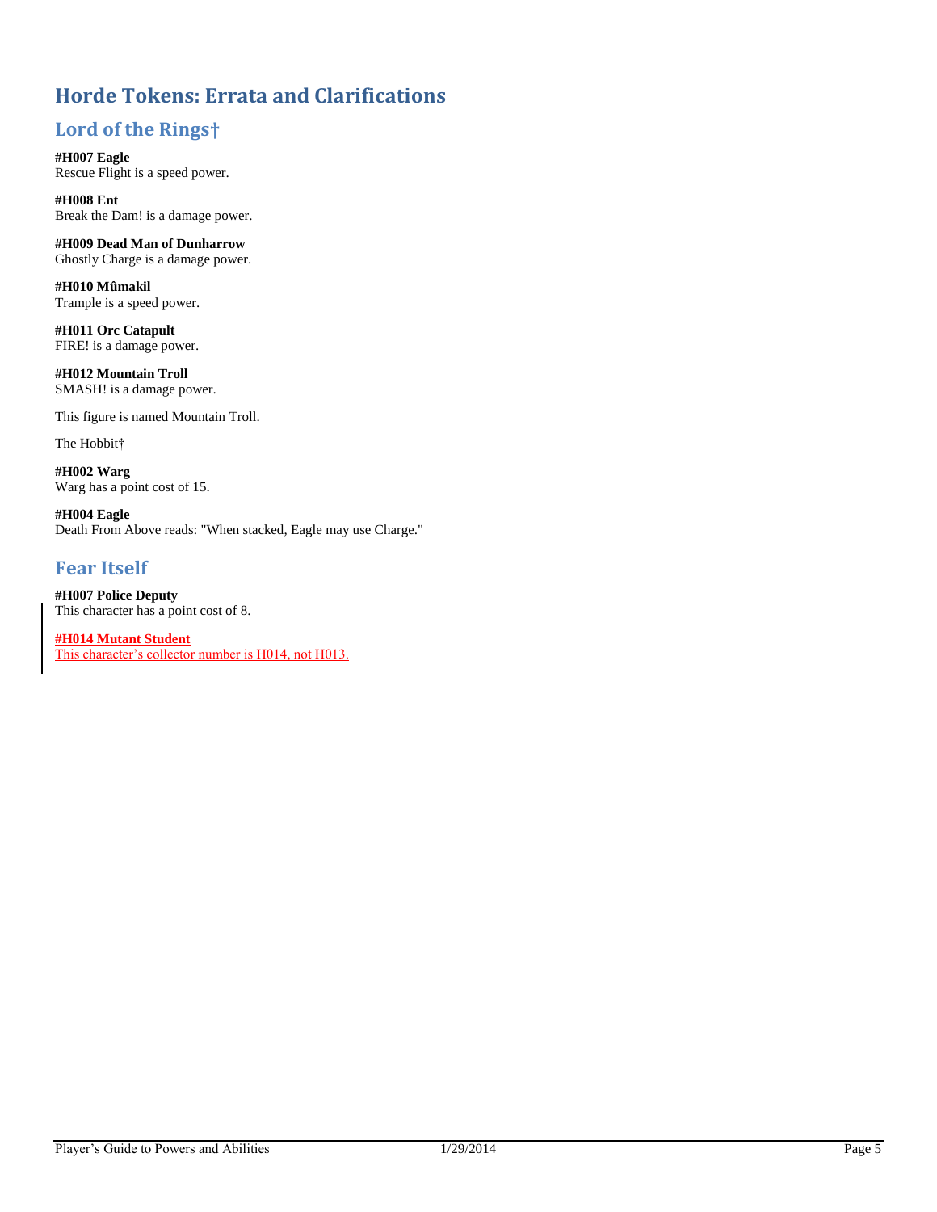# Horde Tokens: Errata and Clarifications

## Lord of the Rings†

**#H007 Eagle**
Rescue Flight is a speed power.

**#H008 Ent**
Break the Dam! is a damage power.

**#H009 Dead Man of Dunharrow**
Ghostly Charge is a damage power.

**#H010 Mûmakil**
Trample is a speed power.

**#H011 Orc Catapult**
FIRE! is a damage power.

**#H012 Mountain Troll**
SMASH! is a damage power.

This figure is named Mountain Troll.

The Hobbit†

**#H002 Warg**
Warg has a point cost of 15.

**#H004 Eagle**
Death From Above reads: "When stacked, Eagle may use Charge."

## Fear Itself

**#H007 Police Deputy**
This character has a point cost of 8.

**#H014 Mutant Student**
This character's collector number is H014, not H013.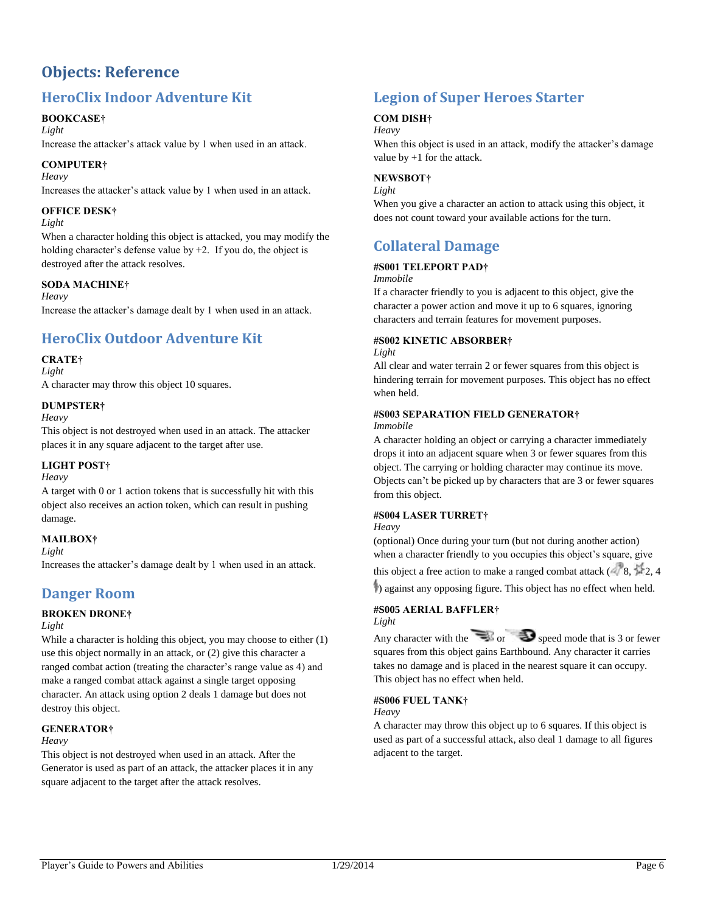# Objects: Reference

## HeroClix Indoor Adventure Kit

**BOOKCASE†**
*Light*
Increase the attacker's attack value by 1 when used in an attack.

**COMPUTER†**
*Heavy*
Increases the attacker's attack value by 1 when used in an attack.

**OFFICE DESK†**
*Light*
When a character holding this object is attacked, you may modify the holding character's defense value by +2. If you do, the object is destroyed after the attack resolves.

**SODA MACHINE†**
*Heavy*
Increase the attacker's damage dealt by 1 when used in an attack.

## HeroClix Outdoor Adventure Kit

**CRATE†**
*Light*
A character may throw this object 10 squares.

**DUMPSTER†**
*Heavy*
This object is not destroyed when used in an attack. The attacker places it in any square adjacent to the target after use.

**LIGHT POST†**
*Heavy*
A target with 0 or 1 action tokens that is successfully hit with this object also receives an action token, which can result in pushing damage.

**MAILBOX†**
*Light*
Increases the attacker's damage dealt by 1 when used in an attack.

## Danger Room

**BROKEN DRONE†**
*Light*
While a character is holding this object, you may choose to either (1) use this object normally in an attack, or (2) give this character a ranged combat action (treating the character's range value as 4) and make a ranged combat attack against a single target opposing character. An attack using option 2 deals 1 damage but does not destroy this object.

**GENERATOR†**
*Heavy*
This object is not destroyed when used in an attack. After the Generator is used as part of an attack, the attacker places it in any square adjacent to the target after the attack resolves.

## Legion of Super Heroes Starter

**COM DISH†**
*Heavy*
When this object is used in an attack, modify the attacker's damage value by +1 for the attack.

**NEWSBOT†**
*Light*
When you give a character an action to attack using this object, it does not count toward your available actions for the turn.

## Collateral Damage

**#S001 TELEPORT PAD†**
*Immobile*
If a character friendly to you is adjacent to this object, give the character a power action and move it up to 6 squares, ignoring characters and terrain features for movement purposes.

**#S002 KINETIC ABSORBER†**
*Light*
All clear and water terrain 2 or fewer squares from this object is hindering terrain for movement purposes. This object has no effect when held.

**#S003 SEPARATION FIELD GENERATOR†**
*Immobile*
A character holding an object or carrying a character immediately drops it into an adjacent square when 3 or fewer squares from this object. The carrying or holding character may continue its move. Objects can't be picked up by characters that are 3 or fewer squares from this object.

**#S004 LASER TURRET†**
*Heavy*
(optional) Once during your turn (but not during another action) when a character friendly to you occupies this object's square, give this object a free action to make a ranged combat attack (8, 2, 4) against any opposing figure. This object has no effect when held.

**#S005 AERIAL BAFFLER†**
*Light*
Any character with the or speed mode that is 3 or fewer squares from this object gains Earthbound. Any character it carries takes no damage and is placed in the nearest square it can occupy. This object has no effect when held.

**#S006 FUEL TANK†**
*Heavy*
A character may throw this object up to 6 squares. If this object is used as part of a successful attack, also deal 1 damage to all figures adjacent to the target.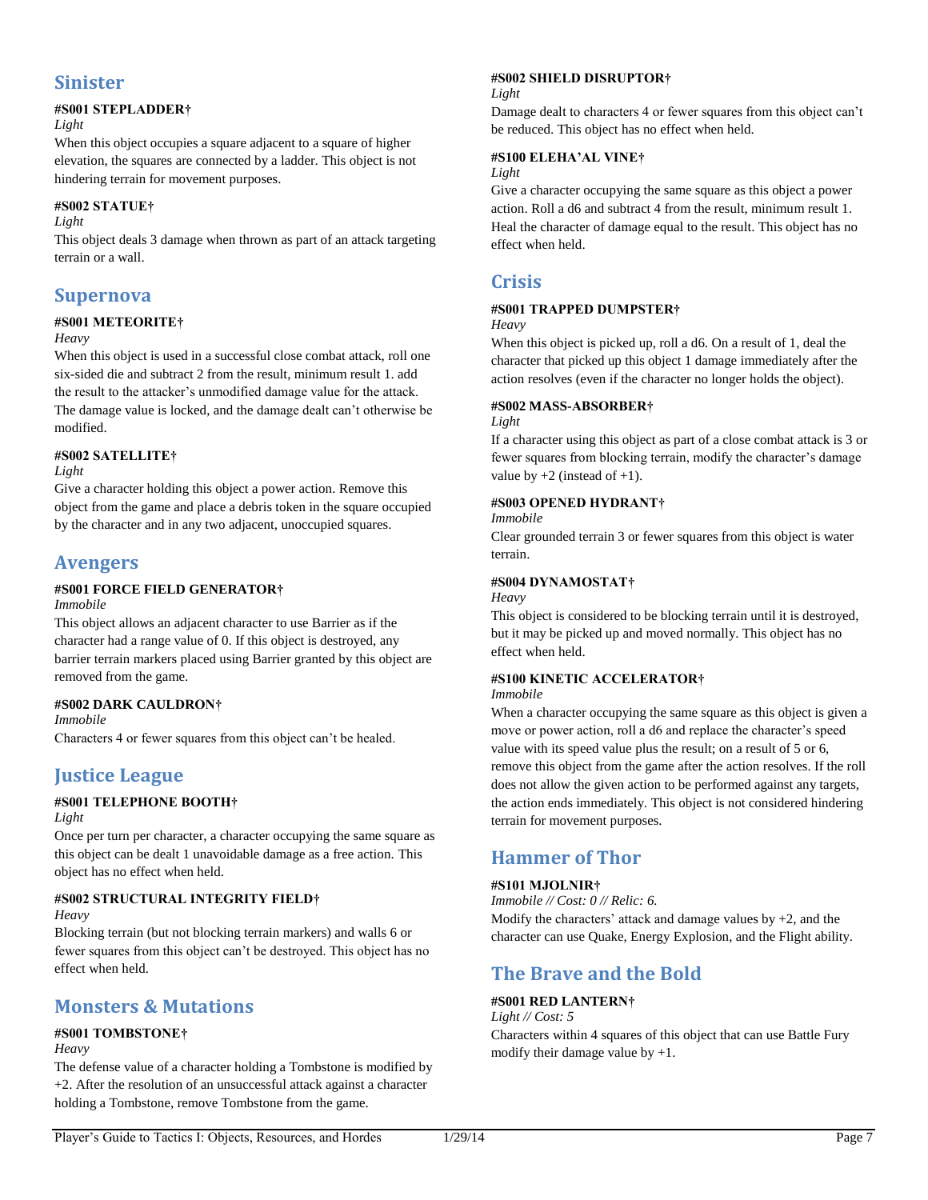## Sinister

#### #S001 STEPLADDER†

*Light*

When this object occupies a square adjacent to a square of higher elevation, the squares are connected by a ladder. This object is not hindering terrain for movement purposes.

#### #S002 STATUE†

*Light*

This object deals 3 damage when thrown as part of an attack targeting terrain or a wall.

## Supernova

#### #S001 METEORITE†

*Heavy*

When this object is used in a successful close combat attack, roll one six-sided die and subtract 2 from the result, minimum result 1. add the result to the attacker's unmodified damage value for the attack. The damage value is locked, and the damage dealt can't otherwise be modified.

#### #S002 SATELLITE†

*Light*

Give a character holding this object a power action. Remove this object from the game and place a debris token in the square occupied by the character and in any two adjacent, unoccupied squares.

## Avengers

#### #S001 FORCE FIELD GENERATOR†

*Immobile*

This object allows an adjacent character to use Barrier as if the character had a range value of 0. If this object is destroyed, any barrier terrain markers placed using Barrier granted by this object are removed from the game.

#### #S002 DARK CAULDRON†

*Immobile*

Characters 4 or fewer squares from this object can't be healed.

## Justice League

#### #S001 TELEPHONE BOOTH†

*Light*

Once per turn per character, a character occupying the same square as this object can be dealt 1 unavoidable damage as a free action. This object has no effect when held.

#### #S002 STRUCTURAL INTEGRITY FIELD†

*Heavy*

Blocking terrain (but not blocking terrain markers) and walls 6 or fewer squares from this object can't be destroyed. This object has no effect when held.

## Monsters & Mutations

#### #S001 TOMBSTONE†

*Heavy*

The defense value of a character holding a Tombstone is modified by +2. After the resolution of an unsuccessful attack against a character holding a Tombstone, remove Tombstone from the game.

#### #S002 SHIELD DISRUPTOR†

*Light*

Damage dealt to characters 4 or fewer squares from this object can't be reduced. This object has no effect when held.

#### #S100 ELEHA'AL VINE†

*Light*

Give a character occupying the same square as this object a power action. Roll a d6 and subtract 4 from the result, minimum result 1. Heal the character of damage equal to the result. This object has no effect when held.

## Crisis

#### #S001 TRAPPED DUMPSTER†

*Heavy*

When this object is picked up, roll a d6. On a result of 1, deal the character that picked up this object 1 damage immediately after the action resolves (even if the character no longer holds the object).

#### #S002 MASS-ABSORBER†

*Light*

If a character using this object as part of a close combat attack is 3 or fewer squares from blocking terrain, modify the character's damage value by +2 (instead of +1).

#### #S003 OPENED HYDRANT†

*Immobile*

Clear grounded terrain 3 or fewer squares from this object is water terrain.

#### #S004 DYNAMOSTAT†

*Heavy*

This object is considered to be blocking terrain until it is destroyed, but it may be picked up and moved normally. This object has no effect when held.

#### #S100 KINETIC ACCELERATOR†

*Immobile*

When a character occupying the same square as this object is given a move or power action, roll a d6 and replace the character's speed value with its speed value plus the result; on a result of 5 or 6, remove this object from the game after the action resolves. If the roll does not allow the given action to be performed against any targets, the action ends immediately. This object is not considered hindering terrain for movement purposes.

## Hammer of Thor

#### #S101 MJOLNIR†

*Immobile // Cost: 0 // Relic: 6.*

Modify the characters' attack and damage values by +2, and the character can use Quake, Energy Explosion, and the Flight ability.

## The Brave and the Bold

#### #S001 RED LANTERN†

*Light // Cost: 5*

Characters within 4 squares of this object that can use Battle Fury modify their damage value by +1.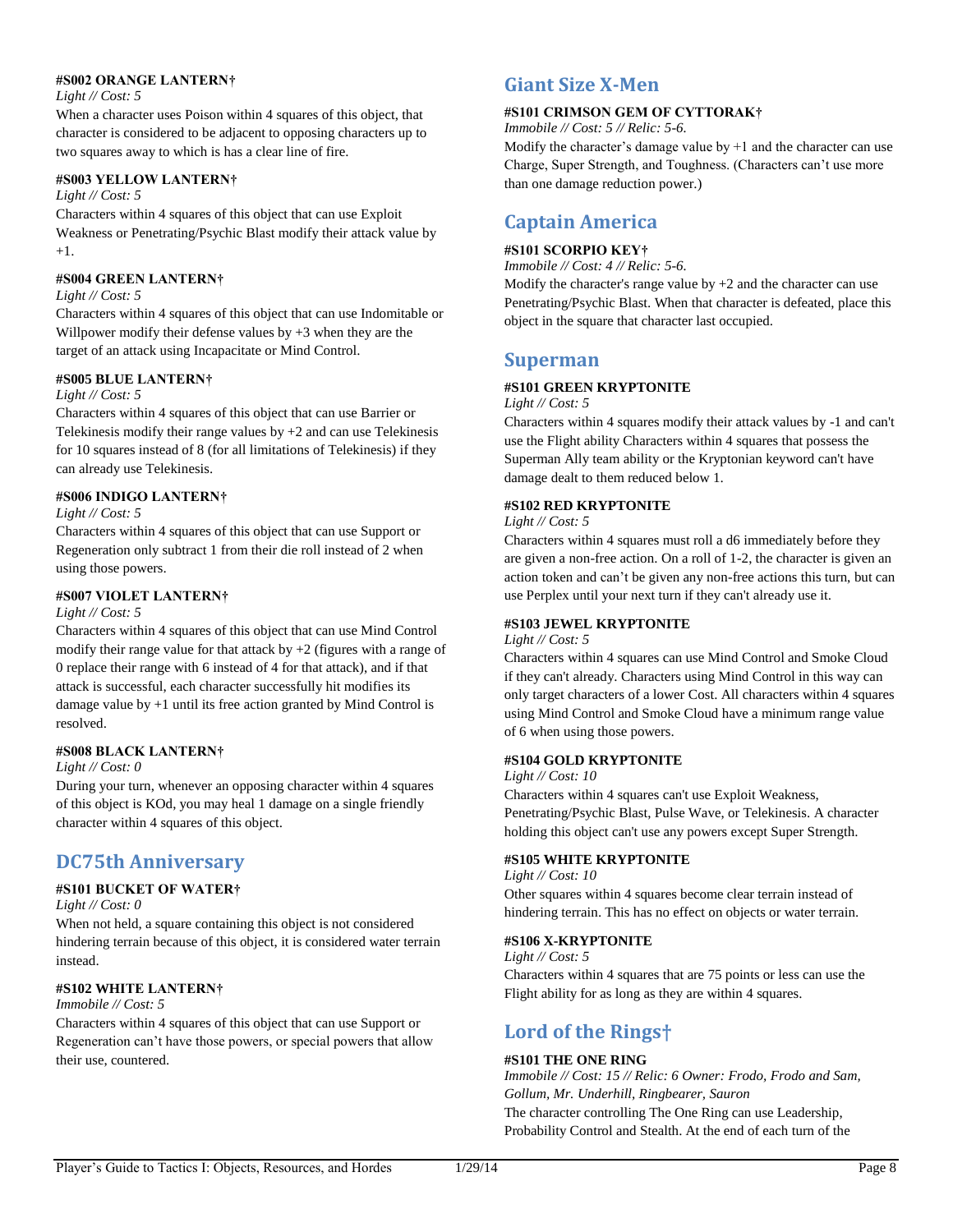#### #S002 ORANGE LANTERN†

*Light // Cost: 5*

When a character uses Poison within 4 squares of this object, that character is considered to be adjacent to opposing characters up to two squares away to which is has a clear line of fire.

#### #S003 YELLOW LANTERN†

*Light // Cost: 5*

Characters within 4 squares of this object that can use Exploit Weakness or Penetrating/Psychic Blast modify their attack value by +1.

#### #S004 GREEN LANTERN†

*Light // Cost: 5*

Characters within 4 squares of this object that can use Indomitable or Willpower modify their defense values by +3 when they are the target of an attack using Incapacitate or Mind Control.

#### #S005 BLUE LANTERN†

*Light // Cost: 5*

Characters within 4 squares of this object that can use Barrier or Telekinesis modify their range values by +2 and can use Telekinesis for 10 squares instead of 8 (for all limitations of Telekinesis) if they can already use Telekinesis.

#### #S006 INDIGO LANTERN†

*Light // Cost: 5*

Characters within 4 squares of this object that can use Support or Regeneration only subtract 1 from their die roll instead of 2 when using those powers.

#### #S007 VIOLET LANTERN†

*Light // Cost: 5*

Characters within 4 squares of this object that can use Mind Control modify their range value for that attack by +2 (figures with a range of 0 replace their range with 6 instead of 4 for that attack), and if that attack is successful, each character successfully hit modifies its damage value by +1 until its free action granted by Mind Control is resolved.

#### #S008 BLACK LANTERN†

*Light // Cost: 0*

During your turn, whenever an opposing character within 4 squares of this object is KOd, you may heal 1 damage on a single friendly character within 4 squares of this object.

## DC75th Anniversary

#### #S101 BUCKET OF WATER†

*Light // Cost: 0*

When not held, a square containing this object is not considered hindering terrain because of this object, it is considered water terrain instead.

#### #S102 WHITE LANTERN†

*Immobile // Cost: 5*

Characters within 4 squares of this object that can use Support or Regeneration can't have those powers, or special powers that allow their use, countered.

## Giant Size X-Men

#### #S101 CRIMSON GEM OF CYTTORAK†

*Immobile // Cost: 5 // Relic: 5-6.*

Modify the character's damage value by +1 and the character can use Charge, Super Strength, and Toughness. (Characters can't use more than one damage reduction power.)

## Captain America

#### #S101 SCORPIO KEY†

*Immobile // Cost: 4 // Relic: 5-6.*

Modify the character's range value by +2 and the character can use Penetrating/Psychic Blast. When that character is defeated, place this object in the square that character last occupied.

## Superman

#### #S101 GREEN KRYPTONITE

*Light // Cost: 5*

Characters within 4 squares modify their attack values by -1 and can't use the Flight ability Characters within 4 squares that possess the Superman Ally team ability or the Kryptonian keyword can't have damage dealt to them reduced below 1.

#### #S102 RED KRYPTONITE

*Light // Cost: 5*

Characters within 4 squares must roll a d6 immediately before they are given a non-free action. On a roll of 1-2, the character is given an action token and can't be given any non-free actions this turn, but can use Perplex until your next turn if they can't already use it.

#### #S103 JEWEL KRYPTONITE

*Light // Cost: 5*

Characters within 4 squares can use Mind Control and Smoke Cloud if they can't already. Characters using Mind Control in this way can only target characters of a lower Cost. All characters within 4 squares using Mind Control and Smoke Cloud have a minimum range value of 6 when using those powers.

#### #S104 GOLD KRYPTONITE

*Light // Cost: 10*

Characters within 4 squares can't use Exploit Weakness, Penetrating/Psychic Blast, Pulse Wave, or Telekinesis. A character holding this object can't use any powers except Super Strength.

#### #S105 WHITE KRYPTONITE

*Light // Cost: 10*

Other squares within 4 squares become clear terrain instead of hindering terrain. This has no effect on objects or water terrain.

#### #S106 X-KRYPTONITE

*Light // Cost: 5*

Characters within 4 squares that are 75 points or less can use the Flight ability for as long as they are within 4 squares.

## Lord of the Rings†

#### #S101 THE ONE RING

*Immobile // Cost: 15 // Relic: 6 Owner: Frodo, Frodo and Sam, Gollum, Mr. Underhill, Ringbearer, Sauron*

The character controlling The One Ring can use Leadership, Probability Control and Stealth. At the end of each turn of the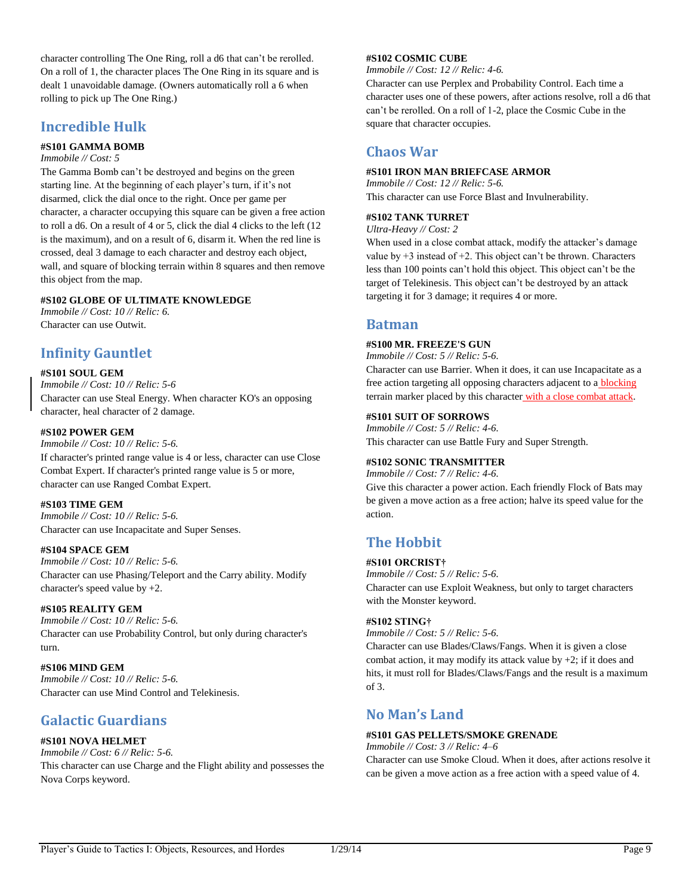character controlling The One Ring, roll a d6 that can't be rerolled. On a roll of 1, the character places The One Ring in its square and is dealt 1 unavoidable damage. (Owners automatically roll a 6 when rolling to pick up The One Ring.)

## Incredible Hulk

**#S101 GAMMA BOMB**
*Immobile // Cost: 5*
The Gamma Bomb can't be destroyed and begins on the green starting line. At the beginning of each player's turn, if it's not disarmed, click the dial once to the right. Once per game per character, a character occupying this square can be given a free action to roll a d6. On a result of 4 or 5, click the dial 4 clicks to the left (12 is the maximum), and on a result of 6, disarm it. When the red line is crossed, deal 3 damage to each character and destroy each object, wall, and square of blocking terrain within 8 squares and then remove this object from the map.

**#S102 GLOBE OF ULTIMATE KNOWLEDGE**
*Immobile // Cost: 10 // Relic: 6.*
Character can use Outwit.

## Infinity Gauntlet

**#S101 SOUL GEM**
*Immobile // Cost: 10 // Relic: 5-6*
Character can use Steal Energy. When character KO's an opposing character, heal character of 2 damage.

**#S102 POWER GEM**
*Immobile // Cost: 10 // Relic: 5-6.*
If character's printed range value is 4 or less, character can use Close Combat Expert. If character's printed range value is 5 or more, character can use Ranged Combat Expert.

**#S103 TIME GEM**
*Immobile // Cost: 10 // Relic: 5-6.*
Character can use Incapacitate and Super Senses.

**#S104 SPACE GEM**
*Immobile // Cost: 10 // Relic: 5-6.*
Character can use Phasing/Teleport and the Carry ability. Modify character's speed value by +2.

**#S105 REALITY GEM**
*Immobile // Cost: 10 // Relic: 5-6.*
Character can use Probability Control, but only during character's turn.

**#S106 MIND GEM**
*Immobile // Cost: 10 // Relic: 5-6.*
Character can use Mind Control and Telekinesis.

## Galactic Guardians

**#S101 NOVA HELMET**
*Immobile // Cost: 6 // Relic: 5-6.*
This character can use Charge and the Flight ability and possesses the Nova Corps keyword.

**#S102 COSMIC CUBE**
*Immobile // Cost: 12 // Relic: 4-6.*
Character can use Perplex and Probability Control. Each time a character uses one of these powers, after actions resolve, roll a d6 that can't be rerolled. On a roll of 1-2, place the Cosmic Cube in the square that character occupies.

## Chaos War

**#S101 IRON MAN BRIEFCASE ARMOR**
*Immobile // Cost: 12 // Relic: 5-6.*
This character can use Force Blast and Invulnerability.

**#S102 TANK TURRET**
*Ultra-Heavy // Cost: 2*
When used in a close combat attack, modify the attacker's damage value by +3 instead of +2. This object can't be thrown. Characters less than 100 points can't hold this object. This object can't be the target of Telekinesis. This object can't be destroyed by an attack targeting it for 3 damage; it requires 4 or more.

## Batman

**#S100 MR. FREEZE'S GUN**
*Immobile // Cost: 5 // Relic: 5-6.*
Character can use Barrier. When it does, it can use Incapacitate as a free action targeting all opposing characters adjacent to a blocking terrain marker placed by this character with a close combat attack.

**#S101 SUIT OF SORROWS**
*Immobile // Cost: 5 // Relic: 4-6.*
This character can use Battle Fury and Super Strength.

**#S102 SONIC TRANSMITTER**
*Immobile // Cost: 7 // Relic: 4-6.*
Give this character a power action. Each friendly Flock of Bats may be given a move action as a free action; halve its speed value for the action.

## The Hobbit

**#S101 ORCRIST†**
*Immobile // Cost: 5 // Relic: 5-6.*
Character can use Exploit Weakness, but only to target characters with the Monster keyword.

**#S102 STING†**
*Immobile // Cost: 5 // Relic: 5-6.*
Character can use Blades/Claws/Fangs. When it is given a close combat action, it may modify its attack value by +2; if it does and hits, it must roll for Blades/Claws/Fangs and the result is a maximum of 3.

## No Man's Land

**#S101 GAS PELLETS/SMOKE GRENADE**
*Immobile // Cost: 3 // Relic: 4–6*
Character can use Smoke Cloud. When it does, after actions resolve it can be given a move action as a free action with a speed value of 4.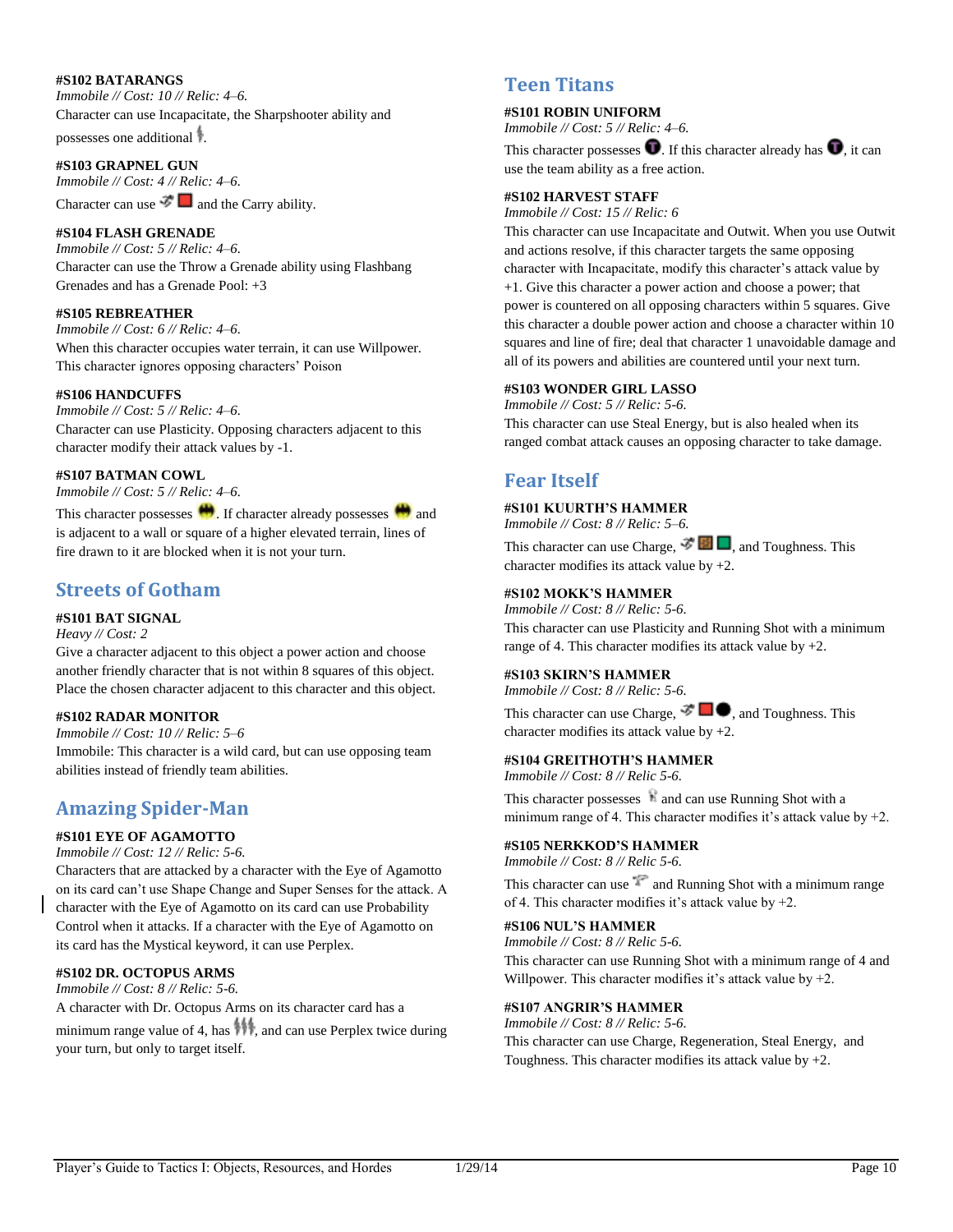#### #S102 BATARANGS
*Immobile // Cost: 10 // Relic: 4–6.*
Character can use Incapacitate, the Sharpshooter ability and possesses one additional .

#### #S103 GRAPNEL GUN
*Immobile // Cost: 4 // Relic: 4–6.*
Character can use and the Carry ability.

#### #S104 FLASH GRENADE
*Immobile // Cost: 5 // Relic: 4–6.*
Character can use the Throw a Grenade ability using Flashbang Grenades and has a Grenade Pool: +3

#### #S105 REBREATHER
*Immobile // Cost: 6 // Relic: 4–6.*
When this character occupies water terrain, it can use Willpower. This character ignores opposing characters' Poison

#### #S106 HANDCUFFS
*Immobile // Cost: 5 // Relic: 4–6.*
Character can use Plasticity. Opposing characters adjacent to this character modify their attack values by -1.

#### #S107 BATMAN COWL
*Immobile // Cost: 5 // Relic: 4–6.*
This character possesses . If character already possesses and is adjacent to a wall or square of a higher elevated terrain, lines of fire drawn to it are blocked when it is not your turn.

## Streets of Gotham

#### #S101 BAT SIGNAL
*Heavy // Cost: 2*
Give a character adjacent to this object a power action and choose another friendly character that is not within 8 squares of this object. Place the chosen character adjacent to this character and this object.

#### #S102 RADAR MONITOR
*Immobile // Cost: 10 // Relic: 5–6*
Immobile: This character is a wild card, but can use opposing team abilities instead of friendly team abilities.

## Amazing Spider-Man

#### #S101 EYE OF AGAMOTTO
*Immobile // Cost: 12 // Relic: 5-6.*
Characters that are attacked by a character with the Eye of Agamotto on its card can't use Shape Change and Super Senses for the attack. A character with the Eye of Agamotto on its card can use Probability Control when it attacks. If a character with the Eye of Agamotto on its card has the Mystical keyword, it can use Perplex.

#### #S102 DR. OCTOPUS ARMS
*Immobile // Cost: 8 // Relic: 5-6.*
A character with Dr. Octopus Arms on its character card has a minimum range value of 4, has , and can use Perplex twice during your turn, but only to target itself.

## Teen Titans

#### #S101 ROBIN UNIFORM
*Immobile // Cost: 5 // Relic: 4–6.*
This character possesses . If this character already has , it can use the team ability as a free action.

#### #S102 HARVEST STAFF
*Immobile // Cost: 15 // Relic: 6*
This character can use Incapacitate and Outwit. When you use Outwit and actions resolve, if this character targets the same opposing character with Incapacitate, modify this character's attack value by +1. Give this character a power action and choose a power; that power is countered on all opposing characters within 5 squares. Give this character a double power action and choose a character within 10 squares and line of fire; deal that character 1 unavoidable damage and all of its powers and abilities are countered until your next turn.

#### #S103 WONDER GIRL LASSO
*Immobile // Cost: 5 // Relic: 5-6.*
This character can use Steal Energy, but is also healed when its ranged combat attack causes an opposing character to take damage.

## Fear Itself

#### #S101 KUURTH'S HAMMER
*Immobile // Cost: 8 // Relic: 5–6.*
This character can use Charge, , and Toughness. This character modifies its attack value by +2.

#### #S102 MOKK'S HAMMER
*Immobile // Cost: 8 // Relic: 5-6.*
This character can use Plasticity and Running Shot with a minimum range of 4. This character modifies its attack value by +2.

#### #S103 SKIRN'S HAMMER
*Immobile // Cost: 8 // Relic: 5-6.*
This character can use Charge, , and Toughness. This character modifies its attack value by +2.

#### #S104 GREITHOTH'S HAMMER
*Immobile // Cost: 8 // Relic 5-6.*
This character possesses and can use Running Shot with a minimum range of 4. This character modifies it's attack value by +2.

#### #S105 NERKKOD'S HAMMER
*Immobile // Cost: 8 // Relic 5-6.*
This character can use and Running Shot with a minimum range of 4. This character modifies it's attack value by +2.

#### #S106 NUL'S HAMMER
*Immobile // Cost: 8 // Relic 5-6.*
This character can use Running Shot with a minimum range of 4 and Willpower. This character modifies it's attack value by +2.

#### #S107 ANGRIR'S HAMMER
*Immobile // Cost: 8 // Relic: 5-6.*
This character can use Charge, Regeneration, Steal Energy, and Toughness. This character modifies its attack value by +2.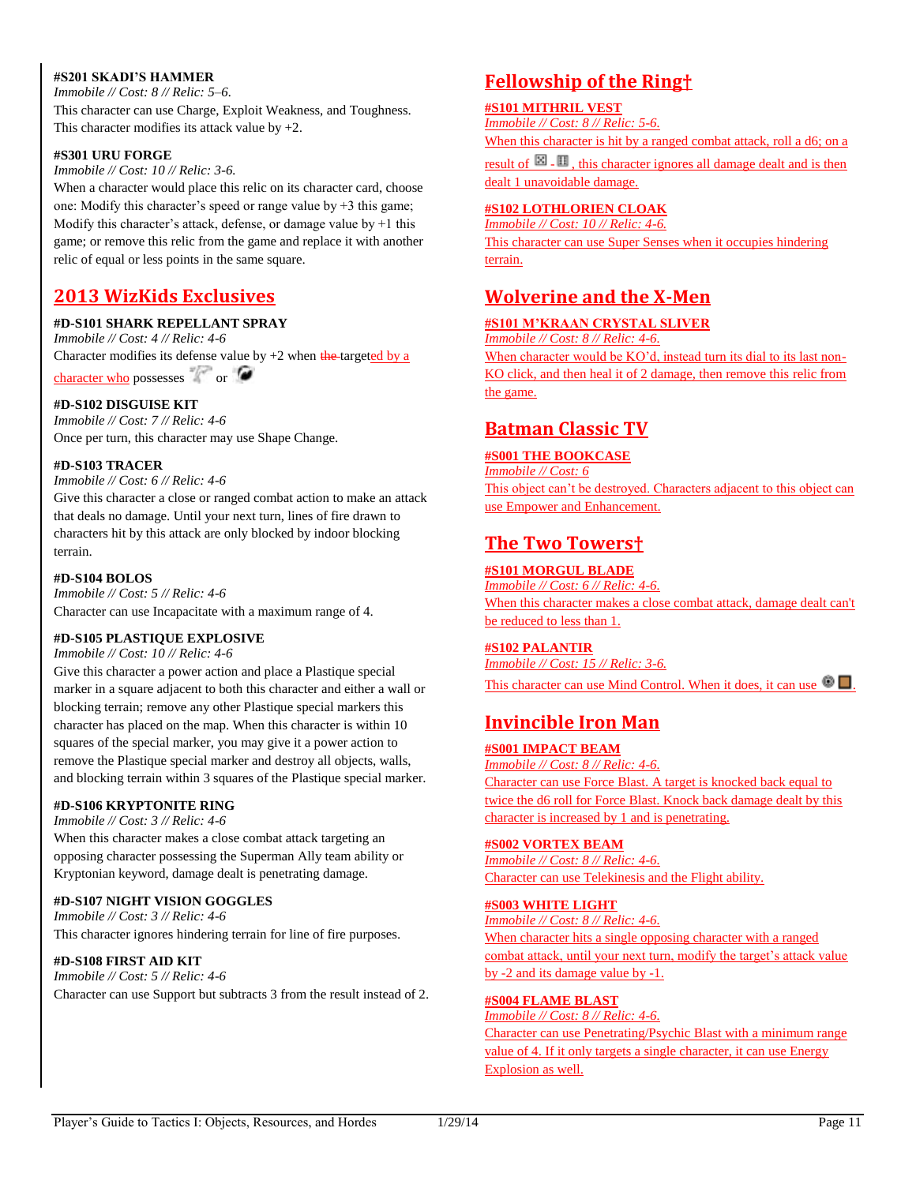#### #S201 SKADI'S HAMMER

*Immobile // Cost: 8 // Relic: 5–6.*

This character can use Charge, Exploit Weakness, and Toughness. This character modifies its attack value by +2.

#### #S301 URU FORGE

*Immobile // Cost: 10 // Relic: 3-6.*

When a character would place this relic on its character card, choose one: Modify this character's speed or range value by +3 this game; Modify this character's attack, defense, or damage value by +1 this game; or remove this relic from the game and replace it with another relic of equal or less points in the same square.

## 2013 WizKids Exclusives

#### #D-S101 SHARK REPELLANT SPRAY

*Immobile // Cost: 4 // Relic: 4-6*

Character modifies its defense value by +2 when ~~the~~ targeted by a character who possesses or

#### #D-S102 DISGUISE KIT

*Immobile // Cost: 7 // Relic: 4-6*

Once per turn, this character may use Shape Change.

#### #D-S103 TRACER

*Immobile // Cost: 6 // Relic: 4-6*

Give this character a close or ranged combat action to make an attack that deals no damage. Until your next turn, lines of fire drawn to characters hit by this attack are only blocked by indoor blocking terrain.

#### #D-S104 BOLOS

*Immobile // Cost: 5 // Relic: 4-6*

Character can use Incapacitate with a maximum range of 4.

#### #D-S105 PLASTIQUE EXPLOSIVE

*Immobile // Cost: 10 // Relic: 4-6*

Give this character a power action and place a Plastique special marker in a square adjacent to both this character and either a wall or blocking terrain; remove any other Plastique special markers this character has placed on the map. When this character is within 10 squares of the special marker, you may give it a power action to remove the Plastique special marker and destroy all objects, walls, and blocking terrain within 3 squares of the Plastique special marker.

#### #D-S106 KRYPTONITE RING

*Immobile // Cost: 3 // Relic: 4-6*

When this character makes a close combat attack targeting an opposing character possessing the Superman Ally team ability or Kryptonian keyword, damage dealt is penetrating damage.

#### #D-S107 NIGHT VISION GOGGLES

*Immobile // Cost: 3 // Relic: 4-6*

This character ignores hindering terrain for line of fire purposes.

#### #D-S108 FIRST AID KIT

*Immobile // Cost: 5 // Relic: 4-6*

Character can use Support but subtracts 3 from the result instead of 2.

## Fellowship of the Ring†

#### #S101 MITHRIL VEST

*Immobile // Cost: 8 // Relic: 5-6.*

When this character is hit by a ranged combat attack, roll a d6; on a result of 4 - 6, this character ignores all damage dealt and is then dealt 1 unavoidable damage.

#### #S102 LOTHLORIEN CLOAK

*Immobile // Cost: 10 // Relic: 4-6.*

This character can use Super Senses when it occupies hindering terrain.

## Wolverine and the X-Men

#### #S101 M'KRAAN CRYSTAL SLIVER

*Immobile // Cost: 8 // Relic: 4-6.*

When character would be KO'd, instead turn its dial to its last non-KO click, and then heal it of 2 damage, then remove this relic from the game.

## Batman Classic TV

#### #S001 THE BOOKCASE

*Immobile // Cost: 6*

This object can't be destroyed. Characters adjacent to this object can use Empower and Enhancement.

## The Two Towers†

#### #S101 MORGUL BLADE

*Immobile // Cost: 6 // Relic: 4-6.*

When this character makes a close combat attack, damage dealt can't be reduced to less than 1.

#### #S102 PALANTIR

*Immobile // Cost: 15 // Relic: 3-6.*

This character can use Mind Control. When it does, it can use .

## Invincible Iron Man

#### #S001 IMPACT BEAM

*Immobile // Cost: 8 // Relic: 4-6.*

Character can use Force Blast. A target is knocked back equal to twice the d6 roll for Force Blast. Knock back damage dealt by this character is increased by 1 and is penetrating.

#### #S002 VORTEX BEAM

*Immobile // Cost: 8 // Relic: 4-6.*

Character can use Telekinesis and the Flight ability.

#### #S003 WHITE LIGHT

*Immobile // Cost: 8 // Relic: 4-6.*

When character hits a single opposing character with a ranged combat attack, until your next turn, modify the target's attack value by -2 and its damage value by -1.

#### #S004 FLAME BLAST

*Immobile // Cost: 8 // Relic: 4-6.*

Character can use Penetrating/Psychic Blast with a minimum range value of 4. If it only targets a single character, it can use Energy Explosion as well.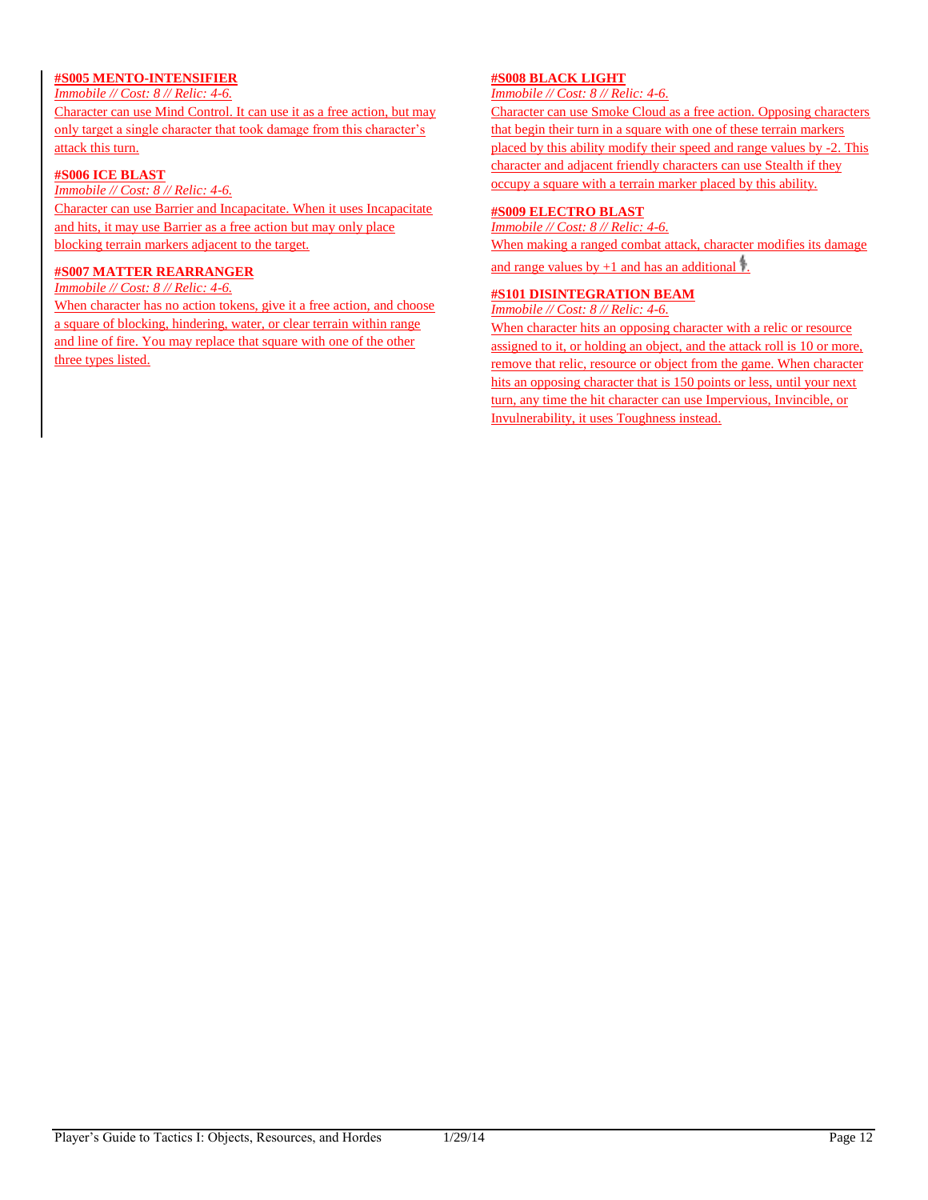**#S005 MENTO-INTENSIFIER**

*Immobile // Cost: 8 // Relic: 4-6.*

Character can use Mind Control. It can use it as a free action, but may only target a single character that took damage from this character's attack this turn.

**#S006 ICE BLAST**

*Immobile // Cost: 8 // Relic: 4-6.*

Character can use Barrier and Incapacitate. When it uses Incapacitate and hits, it may use Barrier as a free action but may only place blocking terrain markers adjacent to the target.

**#S007 MATTER REARRANGER**

*Immobile // Cost: 8 // Relic: 4-6.*

When character has no action tokens, give it a free action, and choose a square of blocking, hindering, water, or clear terrain within range and line of fire. You may replace that square with one of the other three types listed.

**#S008 BLACK LIGHT**

*Immobile // Cost: 8 // Relic: 4-6.*

Character can use Smoke Cloud as a free action. Opposing characters that begin their turn in a square with one of these terrain markers placed by this ability modify their speed and range values by -2. This character and adjacent friendly characters can use Stealth if they occupy a square with a terrain marker placed by this ability.

**#S009 ELECTRO BLAST**

*Immobile // Cost: 8 // Relic: 4-6.*

When making a ranged combat attack, character modifies its damage and range values by +1 and has an additional ϟ.

**#S101 DISINTEGRATION BEAM**

*Immobile // Cost: 8 // Relic: 4-6.*

When character hits an opposing character with a relic or resource assigned to it, or holding an object, and the attack roll is 10 or more, remove that relic, resource or object from the game. When character hits an opposing character that is 150 points or less, until your next turn, any time the hit character can use Impervious, Invincible, or Invulnerability, it uses Toughness instead.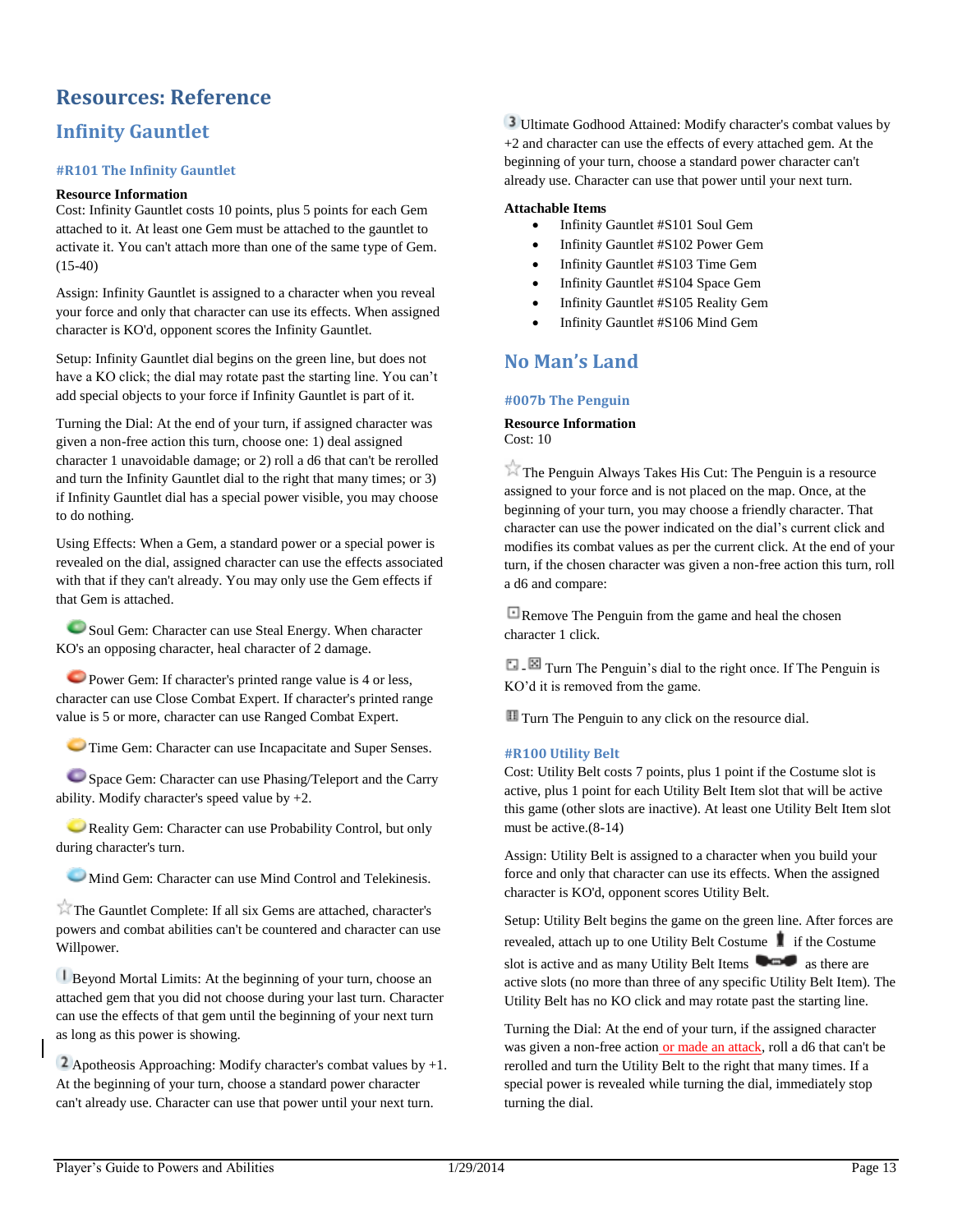# Resources: Reference

## Infinity Gauntlet

### #R101 The Infinity Gauntlet

**Resource Information**
Cost: Infinity Gauntlet costs 10 points, plus 5 points for each Gem attached to it. At least one Gem must be attached to the gauntlet to activate it. You can't attach more than one of the same type of Gem. (15-40)

Assign: Infinity Gauntlet is assigned to a character when you reveal your force and only that character can use its effects. When assigned character is KO'd, opponent scores the Infinity Gauntlet.

Setup: Infinity Gauntlet dial begins on the green line, but does not have a KO click; the dial may rotate past the starting line. You can't add special objects to your force if Infinity Gauntlet is part of it.

Turning the Dial: At the end of your turn, if assigned character was given a non-free action this turn, choose one: 1) deal assigned character 1 unavoidable damage; or 2) roll a d6 that can't be rerolled and turn the Infinity Gauntlet dial to the right that many times; or 3) if Infinity Gauntlet dial has a special power visible, you may choose to do nothing.

Using Effects: When a Gem, a standard power or a special power is revealed on the dial, assigned character can use the effects associated with that if they can't already. You may only use the Gem effects if that Gem is attached.

Soul Gem: Character can use Steal Energy. When character KO's an opposing character, heal character of 2 damage.

Power Gem: If character's printed range value is 4 or less, character can use Close Combat Expert. If character's printed range value is 5 or more, character can use Ranged Combat Expert.

Time Gem: Character can use Incapacitate and Super Senses.

Space Gem: Character can use Phasing/Teleport and the Carry ability. Modify character's speed value by +2.

Reality Gem: Character can use Probability Control, but only during character's turn.

Mind Gem: Character can use Mind Control and Telekinesis.

☆ The Gauntlet Complete: If all six Gems are attached, character's powers and combat abilities can't be countered and character can use Willpower.

1 Beyond Mortal Limits: At the beginning of your turn, choose an attached gem that you did not choose during your last turn. Character can use the effects of that gem until the beginning of your next turn as long as this power is showing.

2 Apotheosis Approaching: Modify character's combat values by +1. At the beginning of your turn, choose a standard power character can't already use. Character can use that power until your next turn.

3 Ultimate Godhood Attained: Modify character's combat values by +2 and character can use the effects of every attached gem. At the beginning of your turn, choose a standard power character can't already use. Character can use that power until your next turn.

**Attachable Items**

- Infinity Gauntlet #S101 Soul Gem
- Infinity Gauntlet #S102 Power Gem
- Infinity Gauntlet #S103 Time Gem
- Infinity Gauntlet #S104 Space Gem
- Infinity Gauntlet #S105 Reality Gem
- Infinity Gauntlet #S106 Mind Gem

## No Man's Land

### #007b The Penguin

**Resource Information**
Cost: 10

☆ The Penguin Always Takes His Cut: The Penguin is a resource assigned to your force and is not placed on the map. Once, at the beginning of your turn, you may choose a friendly character. That character can use the power indicated on the dial's current click and modifies its combat values as per the current click. At the end of your turn, if the chosen character was given a non-free action this turn, roll a d6 and compare:

[1] Remove The Penguin from the game and heal the chosen character 1 click.

[2] - [5] Turn The Penguin's dial to the right once. If The Penguin is KO'd it is removed from the game.

[6] Turn The Penguin to any click on the resource dial.

### #R100 Utility Belt

Cost: Utility Belt costs 7 points, plus 1 point if the Costume slot is active, plus 1 point for each Utility Belt Item slot that will be active this game (other slots are inactive). At least one Utility Belt Item slot must be active.(8-14)

Assign: Utility Belt is assigned to a character when you build your force and only that character can use its effects. When the assigned character is KO'd, opponent scores Utility Belt.

Setup: Utility Belt begins the game on the green line. After forces are revealed, attach up to one Utility Belt Costume if the Costume slot is active and as many Utility Belt Items as there are active slots (no more than three of any specific Utility Belt Item). The Utility Belt has no KO click and may rotate past the starting line.

Turning the Dial: At the end of your turn, if the assigned character was given a non-free action or made an attack, roll a d6 that can't be rerolled and turn the Utility Belt to the right that many times. If a special power is revealed while turning the dial, immediately stop turning the dial.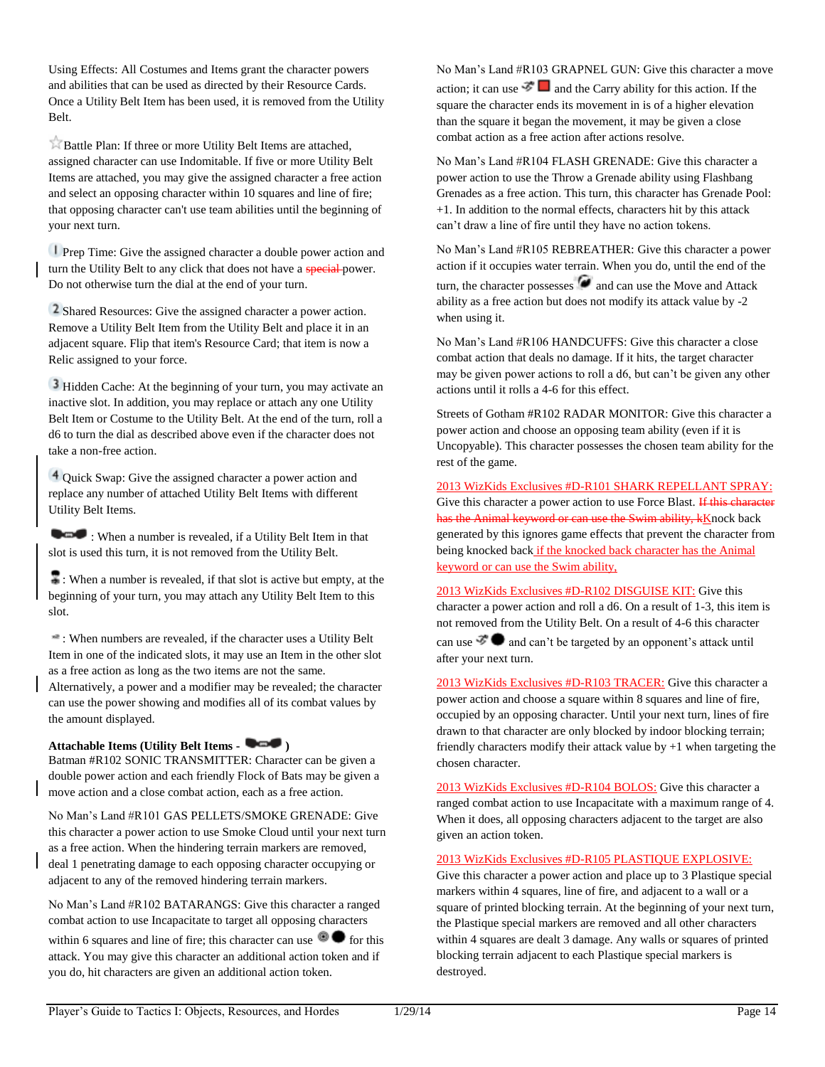Using Effects: All Costumes and Items grant the character powers and abilities that can be used as directed by their Resource Cards. Once a Utility Belt Item has been used, it is removed from the Utility Belt.

Battle Plan: If three or more Utility Belt Items are attached, assigned character can use Indomitable. If five or more Utility Belt Items are attached, you may give the assigned character a free action and select an opposing character within 10 squares and line of fire; that opposing character can't use team abilities until the beginning of your next turn.

1 Prep Time: Give the assigned character a double power action and turn the Utility Belt to any click that does not have a ~~special~~ power. Do not otherwise turn the dial at the end of your turn.

2 Shared Resources: Give the assigned character a power action. Remove a Utility Belt Item from the Utility Belt and place it in an adjacent square. Flip that item's Resource Card; that item is now a Relic assigned to your force.

3 Hidden Cache: At the beginning of your turn, you may activate an inactive slot. In addition, you may replace or attach any one Utility Belt Item or Costume to the Utility Belt. At the end of the turn, roll a d6 to turn the dial as described above even if the character does not take a non-free action.

4 Quick Swap: Give the assigned character a power action and replace any number of attached Utility Belt Items with different Utility Belt Items.

: When a number is revealed, if a Utility Belt Item in that slot is used this turn, it is not removed from the Utility Belt.

: When a number is revealed, if that slot is active but empty, at the beginning of your turn, you may attach any Utility Belt Item to this slot.

: When numbers are revealed, if the character uses a Utility Belt Item in one of the indicated slots, it may use an Item in the other slot as a free action as long as the two items are not the same. Alternatively, a power and a modifier may be revealed; the character can use the power showing and modifies all of its combat values by the amount displayed.

**Attachable Items (Utility Belt Items - )**

Batman #R102 SONIC TRANSMITTER: Character can be given a double power action and each friendly Flock of Bats may be given a move action and a close combat action, each as a free action.

No Man's Land #R101 GAS PELLETS/SMOKE GRENADE: Give this character a power action to use Smoke Cloud until your next turn as a free action. When the hindering terrain markers are removed, deal 1 penetrating damage to each opposing character occupying or adjacent to any of the removed hindering terrain markers.

No Man's Land #R102 BATARANGS: Give this character a ranged combat action to use Incapacitate to target all opposing characters within 6 squares and line of fire; this character can use for this attack. You may give this character an additional action token and if you do, hit characters are given an additional action token.

No Man's Land #R103 GRAPNEL GUN: Give this character a move action; it can use and the Carry ability for this action. If the square the character ends its movement in is of a higher elevation than the square it began the movement, it may be given a close combat action as a free action after actions resolve.

No Man's Land #R104 FLASH GRENADE: Give this character a power action to use the Throw a Grenade ability using Flashbang Grenades as a free action. This turn, this character has Grenade Pool: +1. In addition to the normal effects, characters hit by this attack can't draw a line of fire until they have no action tokens.

No Man's Land #R105 REBREATHER: Give this character a power action if it occupies water terrain. When you do, until the end of the turn, the character possesses and can use the Move and Attack ability as a free action but does not modify its attack value by -2 when using it.

No Man's Land #R106 HANDCUFFS: Give this character a close combat action that deals no damage. If it hits, the target character may be given power actions to roll a d6, but can't be given any other actions until it rolls a 4-6 for this effect.

Streets of Gotham #R102 RADAR MONITOR: Give this character a power action and choose an opposing team ability (even if it is Uncopyable). This character possesses the chosen team ability for the rest of the game.

2013 WizKids Exclusives #D-R101 SHARK REPELLANT SPRAY: Give this character a power action to use Force Blast. ~~If this character has the Animal keyword or can use the Swim ability, k~~Knock back generated by this ignores game effects that prevent the character from being knocked back if the knocked back character has the Animal keyword or can use the Swim ability.

2013 WizKids Exclusives #D-R102 DISGUISE KIT: Give this character a power action and roll a d6. On a result of 1-3, this item is not removed from the Utility Belt. On a result of 4-6 this character can use and can't be targeted by an opponent's attack until after your next turn.

2013 WizKids Exclusives #D-R103 TRACER: Give this character a power action and choose a square within 8 squares and line of fire, occupied by an opposing character. Until your next turn, lines of fire drawn to that character are only blocked by indoor blocking terrain; friendly characters modify their attack value by +1 when targeting the chosen character.

2013 WizKids Exclusives #D-R104 BOLOS: Give this character a ranged combat action to use Incapacitate with a maximum range of 4. When it does, all opposing characters adjacent to the target are also given an action token.

2013 WizKids Exclusives #D-R105 PLASTIQUE EXPLOSIVE: Give this character a power action and place up to 3 Plastique special markers within 4 squares, line of fire, and adjacent to a wall or a square of printed blocking terrain. At the beginning of your next turn, the Plastique special markers are removed and all other characters within 4 squares are dealt 3 damage. Any walls or squares of printed blocking terrain adjacent to each Plastique special markers is destroyed.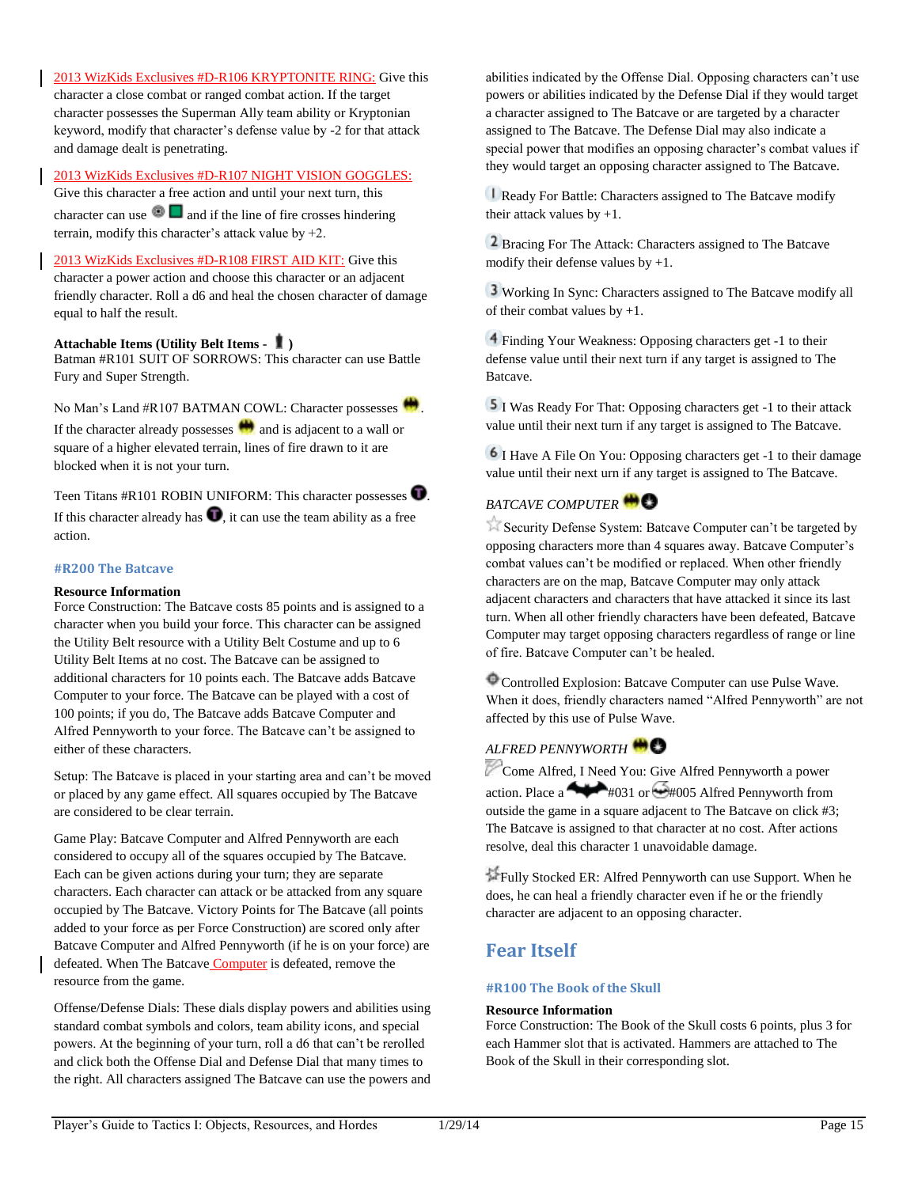2013 WizKids Exclusives #D-R106 KRYPTONITE RING: Give this character a close combat or ranged combat action. If the target character possesses the Superman Ally team ability or Kryptonian keyword, modify that character's defense value by -2 for that attack and damage dealt is penetrating.

2013 WizKids Exclusives #D-R107 NIGHT VISION GOGGLES: Give this character a free action and until your next turn, this character can use and if the line of fire crosses hindering terrain, modify this character's attack value by +2.

2013 WizKids Exclusives #D-R108 FIRST AID KIT: Give this character a power action and choose this character or an adjacent friendly character. Roll a d6 and heal the chosen character of damage equal to half the result.

**Attachable Items (Utility Belt Items - )**
Batman #R101 SUIT OF SORROWS: This character can use Battle Fury and Super Strength.

No Man's Land #R107 BATMAN COWL: Character possesses . If the character already possesses and is adjacent to a wall or square of a higher elevated terrain, lines of fire drawn to it are blocked when it is not your turn.

Teen Titans #R101 ROBIN UNIFORM: This character possesses . If this character already has , it can use the team ability as a free action.

### #R200 The Batcave

**Resource Information**
Force Construction: The Batcave costs 85 points and is assigned to a character when you build your force. This character can be assigned the Utility Belt resource with a Utility Belt Costume and up to 6 Utility Belt Items at no cost. The Batcave can be assigned to additional characters for 10 points each. The Batcave adds Batcave Computer to your force. The Batcave can be played with a cost of 100 points; if you do, The Batcave adds Batcave Computer and Alfred Pennyworth to your force. The Batcave can't be assigned to either of these characters.

Setup: The Batcave is placed in your starting area and can't be moved or placed by any game effect. All squares occupied by The Batcave are considered to be clear terrain.

Game Play: Batcave Computer and Alfred Pennyworth are each considered to occupy all of the squares occupied by The Batcave. Each can be given actions during your turn; they are separate characters. Each character can attack or be attacked from any square occupied by The Batcave. Victory Points for The Batcave (all points added to your force as per Force Construction) are scored only after Batcave Computer and Alfred Pennyworth (if he is on your force) are defeated. When The Batcave Computer is defeated, remove the resource from the game.

Offense/Defense Dials: These dials display powers and abilities using standard combat symbols and colors, team ability icons, and special powers. At the beginning of your turn, roll a d6 that can't be rerolled and click both the Offense Dial and Defense Dial that many times to the right. All characters assigned The Batcave can use the powers and abilities indicated by the Offense Dial. Opposing characters can't use powers or abilities indicated by the Defense Dial if they would target a character assigned to The Batcave or are targeted by a character assigned to The Batcave. The Defense Dial may also indicate a special power that modifies an opposing character's combat values if they would target an opposing character assigned to The Batcave.

1 Ready For Battle: Characters assigned to The Batcave modify their attack values by +1.

2 Bracing For The Attack: Characters assigned to The Batcave modify their defense values by +1.

3 Working In Sync: Characters assigned to The Batcave modify all of their combat values by +1.

4 Finding Your Weakness: Opposing characters get -1 to their defense value until their next turn if any target is assigned to The Batcave.

5 I Was Ready For That: Opposing characters get -1 to their attack value until their next turn if any target is assigned to The Batcave.

6 I Have A File On You: Opposing characters get -1 to their damage value until their next urn if any target is assigned to The Batcave.

*BATCAVE COMPUTER*

Security Defense System: Batcave Computer can't be targeted by opposing characters more than 4 squares away. Batcave Computer's combat values can't be modified or replaced. When other friendly characters are on the map, Batcave Computer may only attack adjacent characters and characters that have attacked it since its last turn. When all other friendly characters have been defeated, Batcave Computer may target opposing characters regardless of range or line of fire. Batcave Computer can't be healed.

Controlled Explosion: Batcave Computer can use Pulse Wave. When it does, friendly characters named "Alfred Pennyworth" are not affected by this use of Pulse Wave.

*ALFRED PENNYWORTH*

Come Alfred, I Need You: Give Alfred Pennyworth a power action. Place a #031 or #005 Alfred Pennyworth from outside the game in a square adjacent to The Batcave on click #3; The Batcave is assigned to that character at no cost. After actions resolve, deal this character 1 unavoidable damage.

Fully Stocked ER: Alfred Pennyworth can use Support. When he does, he can heal a friendly character even if he or the friendly character are adjacent to an opposing character.

## Fear Itself

### #R100 The Book of the Skull

**Resource Information**
Force Construction: The Book of the Skull costs 6 points, plus 3 for each Hammer slot that is activated. Hammers are attached to The Book of the Skull in their corresponding slot.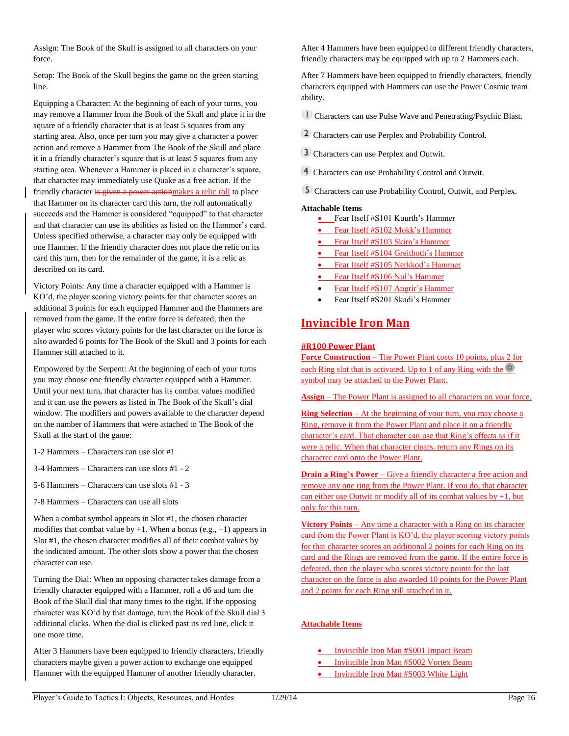Assign: The Book of the Skull is assigned to all characters on your force.

Setup: The Book of the Skull begins the game on the green starting line.

Equipping a Character: At the beginning of each of your turns, you may remove a Hammer from the Book of the Skull and place it in the square of a friendly character that is at least 5 squares from any starting area. Also, once per turn you may give a character a power action and remove a Hammer from The Book of the Skull and place it in a friendly character's square that is at least 5 squares from any starting area. Whenever a Hammer is placed in a character's square, that character may immediately use Quake as a free action. If the friendly character ~~is given a power action~~makes a relic roll to place that Hammer on its character card this turn, the roll automatically succeeds and the Hammer is considered "equipped" to that character and that character can use its abilities as listed on the Hammer's card. Unless specified otherwise, a character may only be equipped with one Hammer. If the friendly character does not place the relic on its card this turn, then for the remainder of the game, it is a relic as described on its card.

Victory Points: Any time a character equipped with a Hammer is KO'd, the player scoring victory points for that character scores an additional 3 points for each equipped Hammer and the Hammers are removed from the game. If the entire force is defeated, then the player who scores victory points for the last character on the force is also awarded 6 points for The Book of the Skull and 3 points for each Hammer still attached to it.

Empowered by the Serpent: At the beginning of each of your turns you may choose one friendly character equipped with a Hammer. Until your next turn, that character has its combat values modified and it can use the powers as listed in The Book of the Skull's dial window. The modifiers and powers available to the character depend on the number of Hammers that were attached to The Book of the Skull at the start of the game:

1-2 Hammers – Characters can use slot #1

3-4 Hammers – Characters can use slots #1 - 2

5-6 Hammers – Characters can use slots #1 - 3

7-8 Hammers – Characters can use all slots

When a combat symbol appears in Slot #1, the chosen character modifies that combat value by +1. When a bonus (e.g., +1) appears in Slot #1, the chosen character modifies all of their combat values by the indicated amount. The other slots show a power that the chosen character can use.

Turning the Dial: When an opposing character takes damage from a friendly character equipped with a Hammer, roll a d6 and turn the Book of the Skull dial that many times to the right. If the opposing character was KO'd by that damage, turn the Book of the Skull dial 3 additional clicks. When the dial is clicked past its red line, click it one more time.

After 3 Hammers have been equipped to friendly characters, friendly characters maybe given a power action to exchange one equipped Hammer with the equipped Hammer of another friendly character.

After 4 Hammers have been equipped to different friendly characters, friendly characters may be equipped with up to 2 Hammers each.

After 7 Hammers have been equipped to friendly characters, friendly characters equipped with Hammers can use the Power Cosmic team ability.

1 Characters can use Pulse Wave and Penetrating/Psychic Blast.

2 Characters can use Perplex and Probability Control.

3 Characters can use Perplex and Outwit.

4 Characters can use Probability Control and Outwit.

5 Characters can use Probability Control, Outwit, and Perplex.

**Attachable Items**

- Fear Itself #S101 Kuurth's Hammer
- Fear Itself #S102 Mokk's Hammer
- Fear Itself #S103 Skirn's Hammer
- Fear Itself #S104 Greithoth's Hammer
- Fear Itself #S105 Nerkkod's Hammer
- Fear Itself #S106 Nul's Hammer
- Fear Itself #S107 Angrir's Hammer
- Fear Itself #S201 Skadi's Hammer

## Invincible Iron Man

**#R100 Power Plant**

**Force Construction** – The Power Plant costs 10 points, plus 2 for each Ring slot that is activated. Up to 1 of any Ring with the symbol may be attached to the Power Plant.

**Assign** – The Power Plant is assigned to all characters on your force.

**Ring Selection** – At the beginning of your turn, you may choose a Ring, remove it from the Power Plant and place it on a friendly character's card. That character can use that Ring's effects as if it were a relic. When that character clears, return any Rings on its character card onto the Power Plant.

**Drain a Ring's Power** – Give a friendly character a free action and remove any one ring from the Power Plant. If you do, that character can either use Outwit or modify all of its combat values by +1, but only for this turn.

**Victory Points** – Any time a character with a Ring on its character card from the Power Plant is KO'd, the player scoring victory points for that character scores an additional 2 points for each Ring on its card and the Rings are removed from the game. If the entire force is defeated, then the player who scores victory points for the last character on the force is also awarded 10 points for the Power Plant and 2 points for each Ring still attached to it.

**Attachable Items**

- Invincible Iron Man #S001 Impact Beam
- Invincible Iron Man #S002 Vortex Beam
- Invincible Iron Man #S003 White Light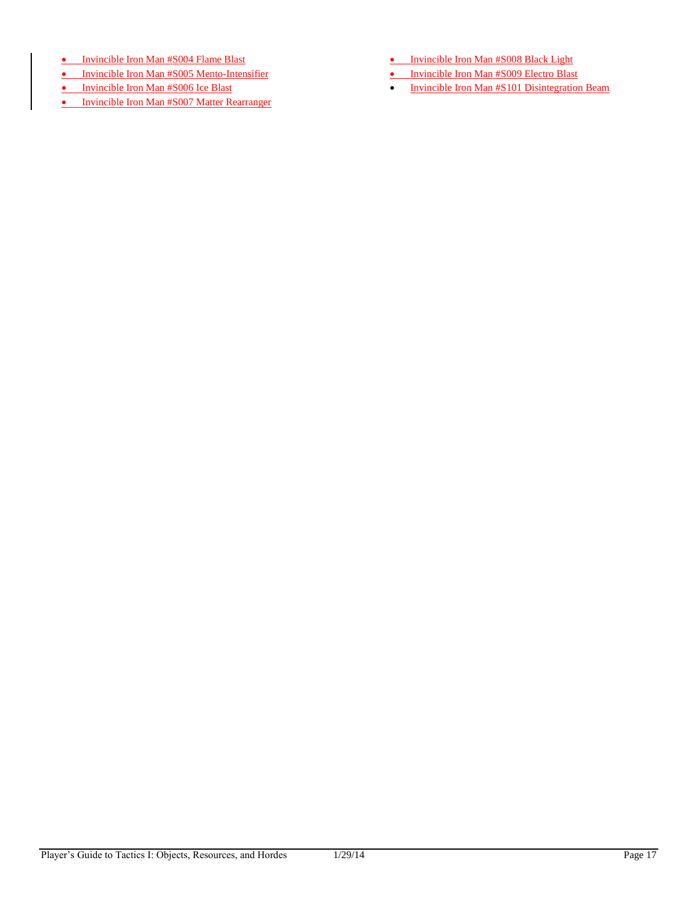- Invincible Iron Man #S004 Flame Blast
- Invincible Iron Man #S005 Mento-Intensifier
- Invincible Iron Man #S006 Ice Blast
- Invincible Iron Man #S007 Matter Rearranger
- Invincible Iron Man #S008 Black Light
- Invincible Iron Man #S009 Electro Blast
- Invincible Iron Man #S101 Disintegration Beam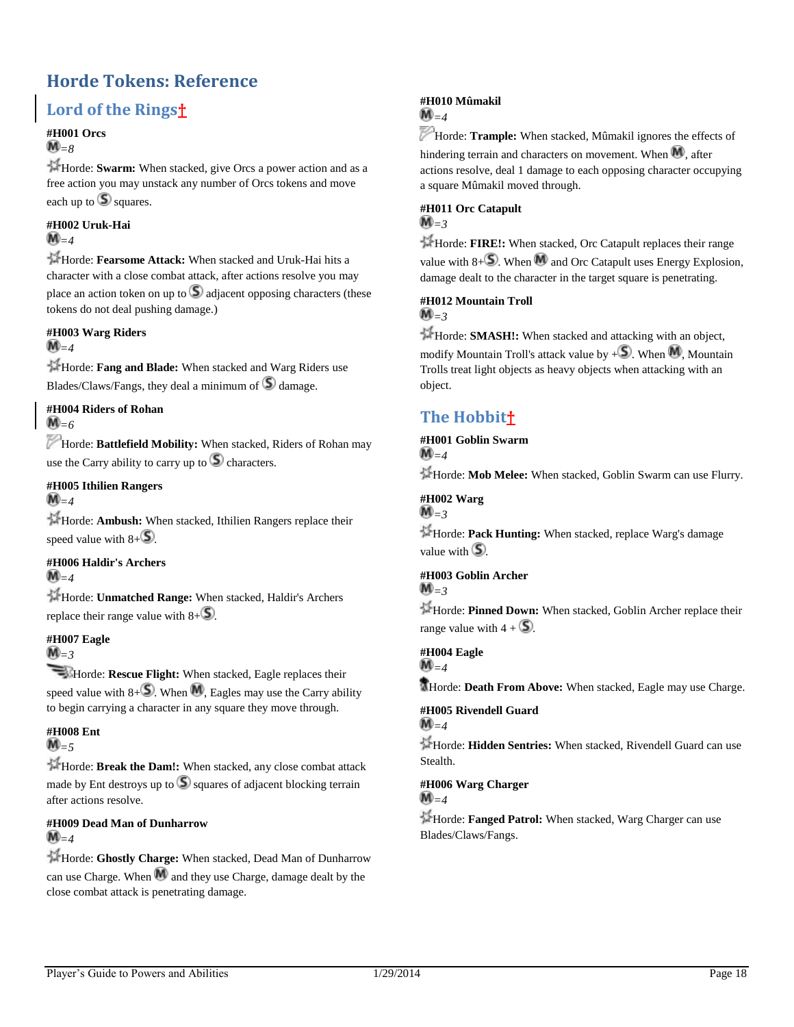# Horde Tokens: Reference

## Lord of the Rings†

**#H001 Orcs**
M=8

Horde: **Swarm:** When stacked, give Orcs a power action and as a free action you may unstack any number of Orcs tokens and move each up to S squares.

**#H002 Uruk-Hai**
M=4

Horde: **Fearsome Attack:** When stacked and Uruk-Hai hits a character with a close combat attack, after actions resolve you may place an action token on up to S adjacent opposing characters (these tokens do not deal pushing damage.)

**#H003 Warg Riders**
M=4

Horde: **Fang and Blade:** When stacked and Warg Riders use Blades/Claws/Fangs, they deal a minimum of S damage.

**#H004 Riders of Rohan**
M=6

Horde: **Battlefield Mobility:** When stacked, Riders of Rohan may use the Carry ability to carry up to S characters.

**#H005 Ithilien Rangers**
M=4

Horde: **Ambush:** When stacked, Ithilien Rangers replace their speed value with 8+S.

**#H006 Haldir's Archers**
M=4

Horde: **Unmatched Range:** When stacked, Haldir's Archers replace their range value with 8+S.

**#H007 Eagle**
M=3

Horde: **Rescue Flight:** When stacked, Eagle replaces their speed value with 8+S. When M, Eagles may use the Carry ability to begin carrying a character in any square they move through.

**#H008 Ent**
M=5

Horde: **Break the Dam!:** When stacked, any close combat attack made by Ent destroys up to S squares of adjacent blocking terrain after actions resolve.

**#H009 Dead Man of Dunharrow**
M=4

Horde: **Ghostly Charge:** When stacked, Dead Man of Dunharrow can use Charge. When M and they use Charge, damage dealt by the close combat attack is penetrating damage.

**#H010 Mûmakil**
M=4

Horde: **Trample:** When stacked, Mûmakil ignores the effects of hindering terrain and characters on movement. When M, after actions resolve, deal 1 damage to each opposing character occupying a square Mûmakil moved through.

**#H011 Orc Catapult**
M=3

Horde: **FIRE!:** When stacked, Orc Catapult replaces their range value with 8+S. When M and Orc Catapult uses Energy Explosion, damage dealt to the character in the target square is penetrating.

**#H012 Mountain Troll**
M=3

Horde: **SMASH!:** When stacked and attacking with an object, modify Mountain Troll's attack value by +S. When M, Mountain Trolls treat light objects as heavy objects when attacking with an object.

## The Hobbit†

**#H001 Goblin Swarm**
M=4

Horde: **Mob Melee:** When stacked, Goblin Swarm can use Flurry.

**#H002 Warg**
M=3

Horde: **Pack Hunting:** When stacked, replace Warg's damage value with S.

**#H003 Goblin Archer**
M=3

Horde: **Pinned Down:** When stacked, Goblin Archer replace their range value with 4 + S.

**#H004 Eagle**
M=4

Horde: **Death From Above:** When stacked, Eagle may use Charge.

**#H005 Rivendell Guard**
M=4

Horde: **Hidden Sentries:** When stacked, Rivendell Guard can use Stealth.

**#H006 Warg Charger**
M=4

Horde: **Fanged Patrol:** When stacked, Warg Charger can use Blades/Claws/Fangs.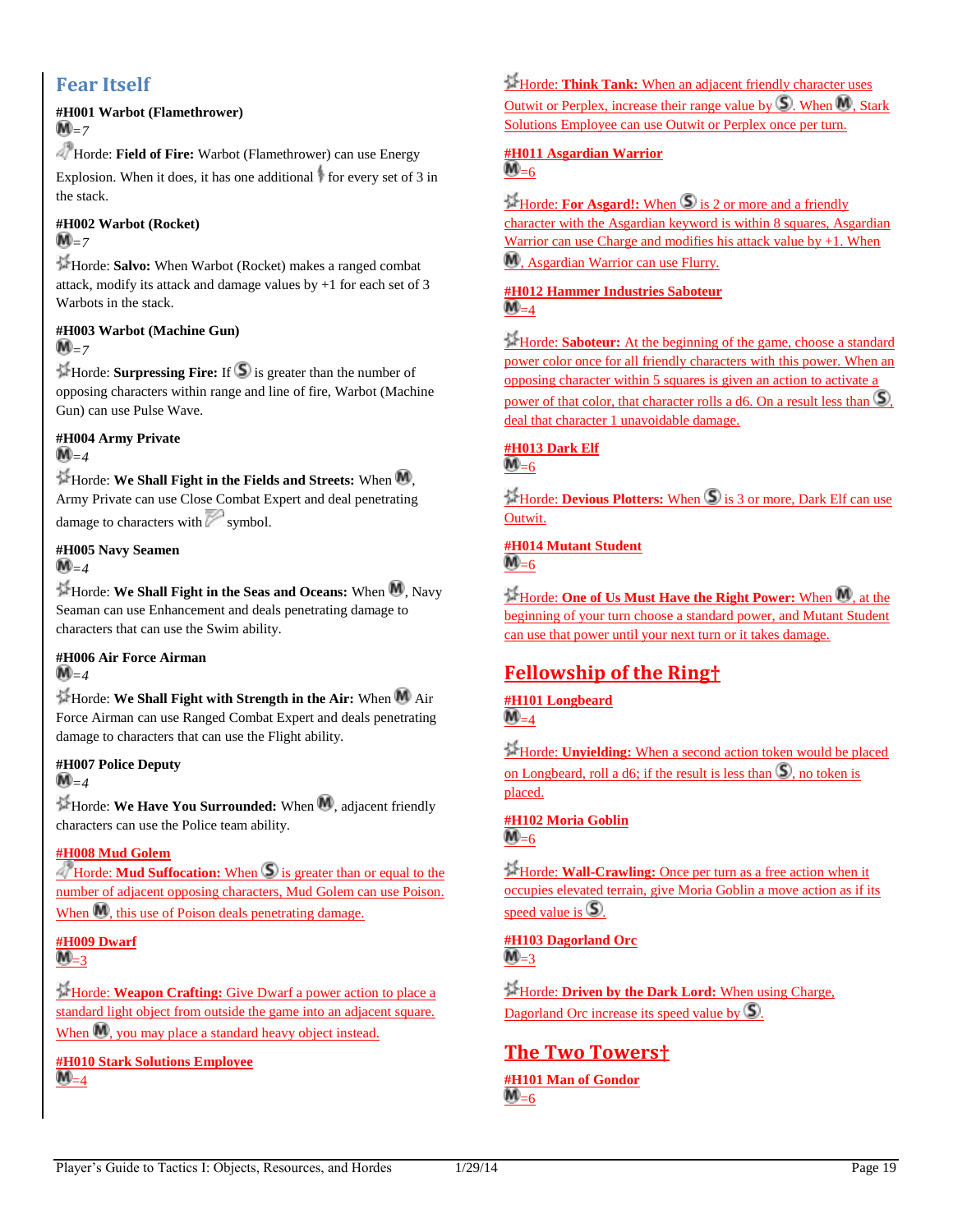## Fear Itself

**#H001 Warbot (Flamethrower)**
Ⓜ=7

Horde: **Field of Fire:** Warbot (Flamethrower) can use Energy Explosion. When it does, it has one additional for every set of 3 in the stack.

**#H002 Warbot (Rocket)**
Ⓜ=7

Horde: **Salvo:** When Warbot (Rocket) makes a ranged combat attack, modify its attack and damage values by +1 for each set of 3 Warbots in the stack.

**#H003 Warbot (Machine Gun)**
Ⓜ=7

Horde: **Surpressing Fire:** If Ⓢ is greater than the number of opposing characters within range and line of fire, Warbot (Machine Gun) can use Pulse Wave.

**#H004 Army Private**
Ⓜ=4

Horde: **We Shall Fight in the Fields and Streets:** When Ⓜ, Army Private can use Close Combat Expert and deal penetrating damage to characters with symbol.

**#H005 Navy Seamen**
Ⓜ=4

Horde: **We Shall Fight in the Seas and Oceans:** When Ⓜ, Navy Seaman can use Enhancement and deals penetrating damage to characters that can use the Swim ability.

**#H006 Air Force Airman**
Ⓜ=4

Horde: **We Shall Fight with Strength in the Air:** When Ⓜ Air Force Airman can use Ranged Combat Expert and deals penetrating damage to characters that can use the Flight ability.

**#H007 Police Deputy**
Ⓜ=4

Horde: **We Have You Surrounded:** When Ⓜ, adjacent friendly characters can use the Police team ability.

**#H008 Mud Golem**
Ⓜ=7

Horde: **Mud Suffocation:** When Ⓢ is greater than or equal to the number of adjacent opposing characters, Mud Golem can use Poison. When Ⓜ, this use of Poison deals penetrating damage.

**#H009 Dwarf**
Ⓜ=3

Horde: **Weapon Crafting:** Give Dwarf a power action to place a standard light object from outside the game into an adjacent square. When Ⓜ, you may place a standard heavy object instead.

**#H010 Stark Solutions Employee**
Ⓜ=4

Horde: **Think Tank:** When an adjacent friendly character uses Outwit or Perplex, increase their range value by Ⓢ. When Ⓜ, Stark Solutions Employee can use Outwit or Perplex once per turn.

**#H011 Asgardian Warrior**
Ⓜ=6

Horde: **For Asgard!:** When Ⓢ is 2 or more and a friendly character with the Asgardian keyword is within 8 squares, Asgardian Warrior can use Charge and modifies his attack value by +1. When Ⓜ, Asgardian Warrior can use Flurry.

**#H012 Hammer Industries Saboteur**
Ⓜ=4

Horde: **Saboteur:** At the beginning of the game, choose a standard power color once for all friendly characters with this power. When an opposing character within 5 squares is given an action to activate a power of that color, that character rolls a d6. On a result less than Ⓢ, deal that character 1 unavoidable damage.

**#H013 Dark Elf**
Ⓜ=6

Horde: **Devious Plotters:** When Ⓢ is 3 or more, Dark Elf can use Outwit.

**#H014 Mutant Student**
Ⓜ=6

Horde: **One of Us Must Have the Right Power:** When Ⓜ, at the beginning of your turn choose a standard power, and Mutant Student can use that power until your next turn or it takes damage.

## Fellowship of the Ring†

**#H101 Longbeard**
Ⓜ=4

Horde: **Unyielding:** When a second action token would be placed on Longbeard, roll a d6; if the result is less than Ⓢ, no token is placed.

**#H102 Moria Goblin**
Ⓜ=6

Horde: **Wall-Crawling:** Once per turn as a free action when it occupies elevated terrain, give Moria Goblin a move action as if its speed value is Ⓢ.

**#H103 Dagorland Orc**
Ⓜ=3

Horde: **Driven by the Dark Lord:** When using Charge, Dagorland Orc increase its speed value by Ⓢ.

## The Two Towers†

**#H101 Man of Gondor**
Ⓜ=6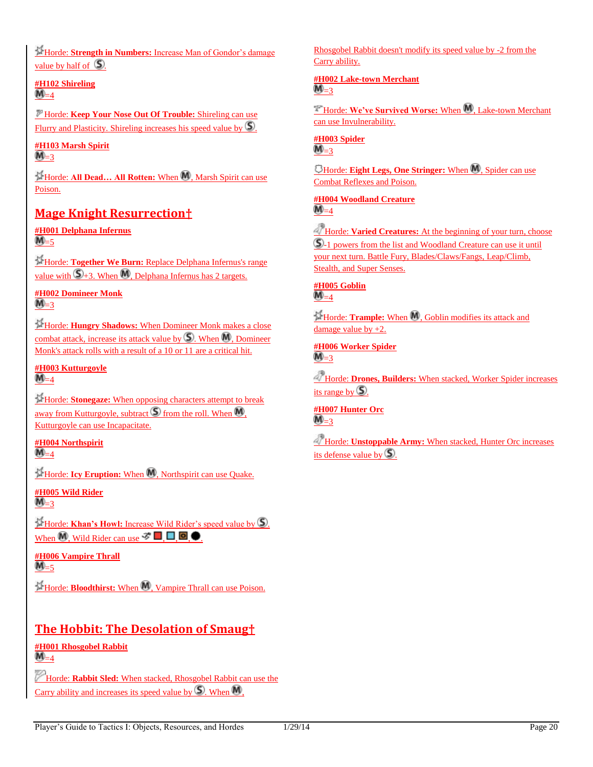Horde: **Strength in Numbers:** Increase Man of Gondor's damage value by half of Ⓢ.

**#H102 Shireling**
Ⓜ=4

Horde: **Keep Your Nose Out Of Trouble:** Shireling can use Flurry and Plasticity. Shireling increases his speed value by Ⓢ.

**#H103 Marsh Spirit**
Ⓜ=3

Horde: **All Dead… All Rotten:** When Ⓜ, Marsh Spirit can use Poison.

## Mage Knight Resurrection†

**#H001 Delphana Infernus**
Ⓜ=5

Horde: **Together We Burn:** Replace Delphana Infernus's range value with Ⓢ+3. When Ⓜ, Delphana Infernus has 2 targets.

**#H002 Domineer Monk**
Ⓜ=3

Horde: **Hungry Shadows:** When Domineer Monk makes a close combat attack, increase its attack value by Ⓢ. When Ⓜ, Domineer Monk's attack rolls with a result of a 10 or 11 are a critical hit.

**#H003 Kutturgoyle**
Ⓜ=4

Horde: **Stonegaze:** When opposing characters attempt to break away from Kutturgoyle, subtract Ⓢ from the roll. When Ⓜ, Kutturgoyle can use Incapacitate.

**#H004 Northspirit**
Ⓜ=4

Horde: **Icy Eruption:** When Ⓜ, Northspirit can use Quake.

**#H005 Wild Rider**
Ⓜ=3

Horde: **Khan's Howl:** Increase Wild Rider's speed value by Ⓢ. When Ⓜ, Wild Rider can use ■, ■, ■, ●.

**#H006 Vampire Thrall**
Ⓜ=5

Horde: **Bloodthirst:** When Ⓜ, Vampire Thrall can use Poison.

## The Hobbit: The Desolation of Smaug†

**#H001 Rhosgobel Rabbit**
Ⓜ=4

Horde: **Rabbit Sled:** When stacked, Rhosgobel Rabbit can use the Carry ability and increases its speed value by Ⓢ. When Ⓜ, Rhosgobel Rabbit doesn't modify its speed value by -2 from the Carry ability.

**#H002 Lake-town Merchant**
Ⓜ=3

Horde: **We've Survived Worse:** When Ⓜ, Lake-town Merchant can use Invulnerability.

**#H003 Spider**
Ⓜ=3

Horde: **Eight Legs, One Stringer:** When Ⓜ, Spider can use Combat Reflexes and Poison.

**#H004 Woodland Creature**
Ⓜ=4

Horde: **Varied Creatures:** At the beginning of your turn, choose Ⓢ-1 powers from the list and Woodland Creature can use it until your next turn. Battle Fury, Blades/Claws/Fangs, Leap/Climb, Stealth, and Super Senses.

**#H005 Goblin**
Ⓜ=4

Horde: **Trample:** When Ⓜ, Goblin modifies its attack and damage value by +2.

**#H006 Worker Spider**
Ⓜ=3

Horde: **Drones, Builders:** When stacked, Worker Spider increases its range by Ⓢ.

**#H007 Hunter Orc**
Ⓜ=3

Horde: **Unstoppable Army:** When stacked, Hunter Orc increases its defense value by Ⓢ.